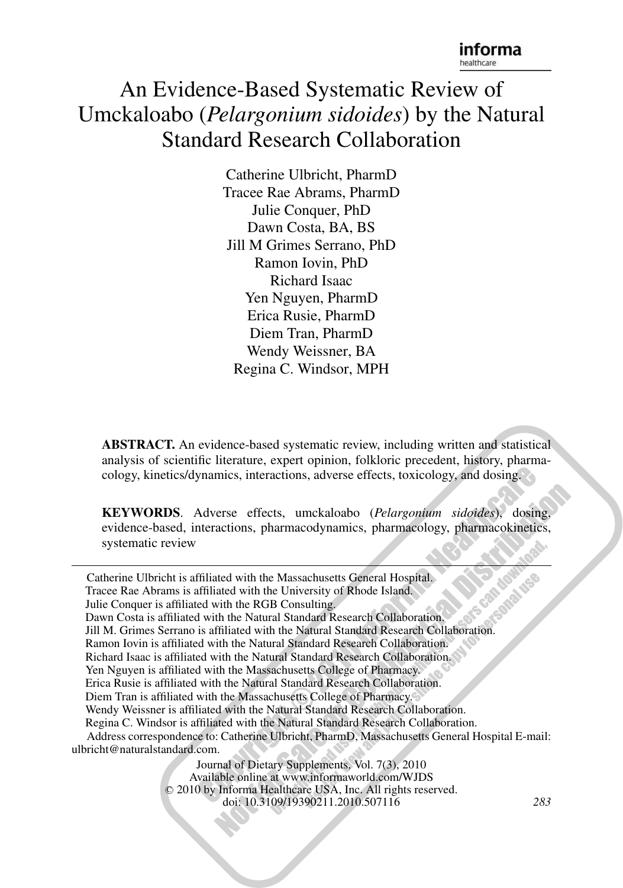# An Evidence-Based Systematic Review of Umckaloabo (*Pelargonium sidoides*) by the Natural Standard Research Collaboration

Catherine Ulbricht, PharmD
Tracee Rae Abrams, PharmD
Julie Conquer, PhD
Dawn Costa, BA, BS
Jill M Grimes Serrano, PhD
Ramon Iovin, PhD
Richard Isaac
Yen Nguyen, PharmD
Erica Rusie, PharmD
Diem Tran, PharmD
Wendy Weissner, BA
Regina C. Windsor, MPH

**ABSTRACT.** An evidence-based systematic review, including written and statistical analysis of scientific literature, expert opinion, folkloric precedent, history, pharmacology, kinetics/dynamics, interactions, adverse effects, toxicology, and dosing.

**KEYWORDS**. Adverse effects, umckaloabo (*Pelargonium sidoides*), dosing, evidence-based, interactions, pharmacodynamics, pharmacology, pharmacokinetics, systematic review

---

Catherine Ulbricht is affiliated with the Massachusetts General Hospital.
Tracee Rae Abrams is affiliated with the University of Rhode Island.
Julie Conquer is affiliated with the RGB Consulting.
Dawn Costa is affiliated with the Natural Standard Research Collaboration.
Jill M. Grimes Serrano is affiliated with the Natural Standard Research Collaboration.
Ramon Iovin is affiliated with the Natural Standard Research Collaboration.
Richard Isaac is affiliated with the Natural Standard Research Collaboration.
Yen Nguyen is affiliated with the Massachusetts College of Pharmacy.
Erica Rusie is affiliated with the Natural Standard Research Collaboration.
Diem Tran is affiliated with the Massachusetts College of Pharmacy.
Wendy Weissner is affiliated with the Natural Standard Research Collaboration.
Regina C. Windsor is affiliated with the Natural Standard Research Collaboration.
Address correspondence to: Catherine Ulbricht, PharmD, Massachusetts General Hospital E-mail: ulbricht@naturalstandard.com.

Journal of Dietary Supplements, Vol. 7(3), 2010
Available online at www.informaworld.com/WJDS
© 2010 by Informa Healthcare USA, Inc. All rights reserved.
doi: 10.3109/19390211.2010.507116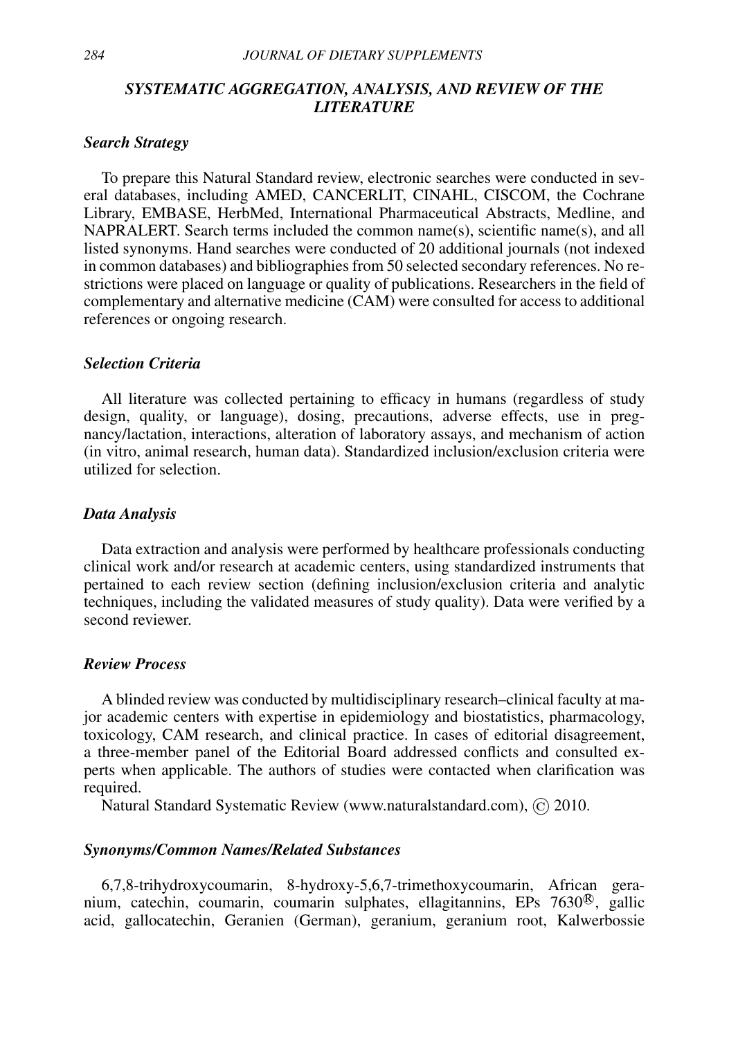## *SYSTEMATIC AGGREGATION, ANALYSIS, AND REVIEW OF THE LITERATURE*

### *Search Strategy*

To prepare this Natural Standard review, electronic searches were conducted in several databases, including AMED, CANCERLIT, CINAHL, CISCOM, the Cochrane Library, EMBASE, HerbMed, International Pharmaceutical Abstracts, Medline, and NAPRALERT. Search terms included the common name(s), scientific name(s), and all listed synonyms. Hand searches were conducted of 20 additional journals (not indexed in common databases) and bibliographies from 50 selected secondary references. No restrictions were placed on language or quality of publications. Researchers in the field of complementary and alternative medicine (CAM) were consulted for access to additional references or ongoing research.

### *Selection Criteria*

All literature was collected pertaining to efficacy in humans (regardless of study design, quality, or language), dosing, precautions, adverse effects, use in pregnancy/lactation, interactions, alteration of laboratory assays, and mechanism of action (in vitro, animal research, human data). Standardized inclusion/exclusion criteria were utilized for selection.

### *Data Analysis*

Data extraction and analysis were performed by healthcare professionals conducting clinical work and/or research at academic centers, using standardized instruments that pertained to each review section (defining inclusion/exclusion criteria and analytic techniques, including the validated measures of study quality). Data were verified by a second reviewer.

### *Review Process*

A blinded review was conducted by multidisciplinary research–clinical faculty at major academic centers with expertise in epidemiology and biostatistics, pharmacology, toxicology, CAM research, and clinical practice. In cases of editorial disagreement, a three-member panel of the Editorial Board addressed conflicts and consulted experts when applicable. The authors of studies were contacted when clarification was required.

Natural Standard Systematic Review (www.naturalstandard.com), © 2010.

### *Synonyms/Common Names/Related Substances*

6,7,8-trihydroxycoumarin, 8-hydroxy-5,6,7-trimethoxycoumarin, African geranium, catechin, coumarin, coumarin sulphates, ellagitannins, EPs 7630®, gallic acid, gallocatechin, Geranien (German), geranium, geranium root, Kalwerbossie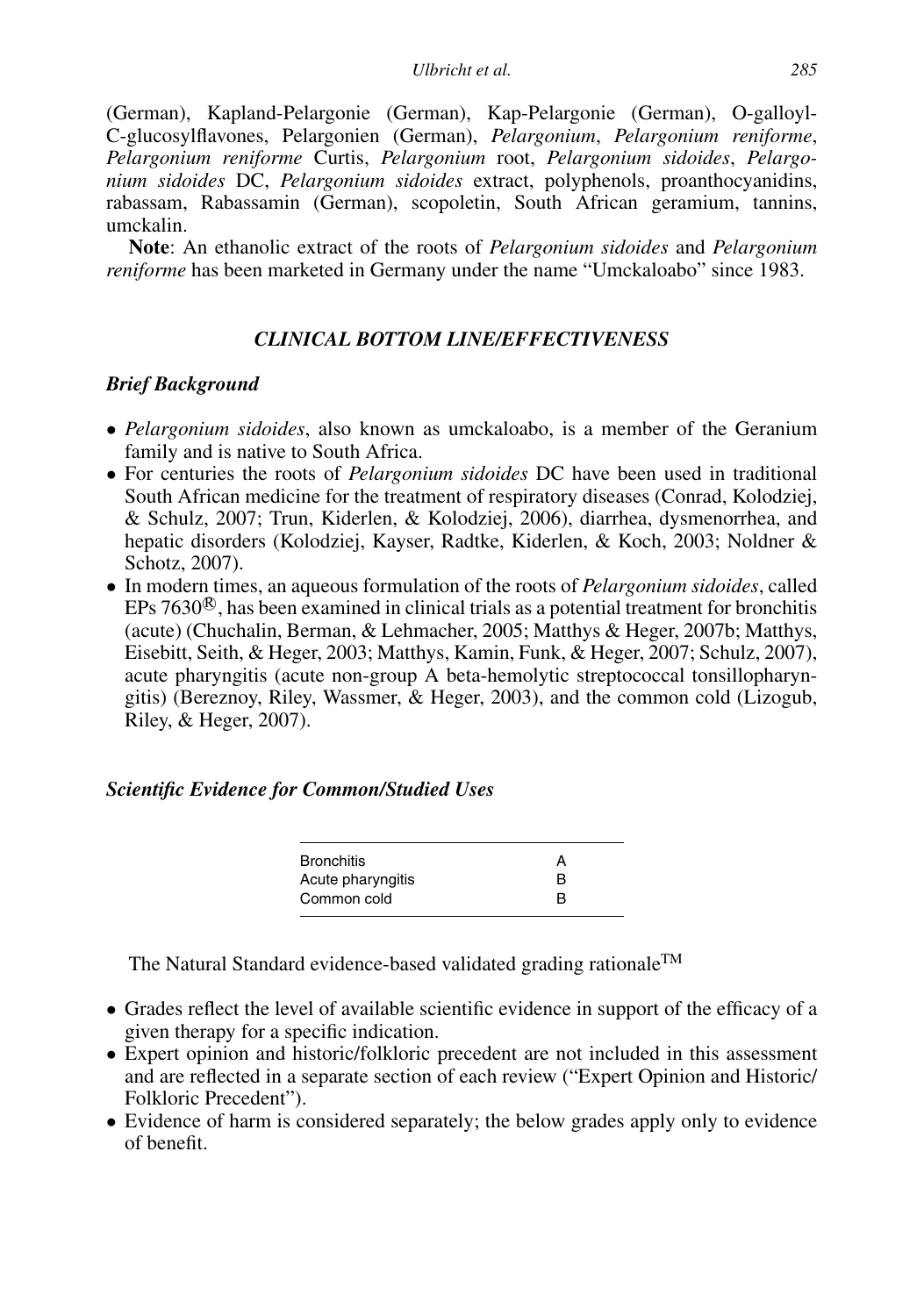(German), Kapland-Pelargonie (German), Kap-Pelargonie (German), O-galloyl-C-glucosylflavones, Pelargonien (German), *Pelargonium*, *Pelargonium reniforme*, *Pelargonium reniforme* Curtis, *Pelargonium* root, *Pelargonium sidoides*, *Pelargonium sidoides* DC, *Pelargonium sidoides* extract, polyphenols, proanthocyanidins, rabassam, Rabassamin (German), scopoletin, South African geramium, tannins, umckalin.

**Note**: An ethanolic extract of the roots of *Pelargonium sidoides* and *Pelargonium reniforme* has been marketed in Germany under the name "Umckaloabo" since 1983.

## *CLINICAL BOTTOM LINE/EFFECTIVENESS*

### *Brief Background*

- *Pelargonium sidoides*, also known as umckaloabo, is a member of the Geranium family and is native to South Africa.
- For centuries the roots of *Pelargonium sidoides* DC have been used in traditional South African medicine for the treatment of respiratory diseases (Conrad, Kolodziej, & Schulz, 2007; Trun, Kiderlen, & Kolodziej, 2006), diarrhea, dysmenorrhea, and hepatic disorders (Kolodziej, Kayser, Radtke, Kiderlen, & Koch, 2003; Noldner & Schotz, 2007).
- In modern times, an aqueous formulation of the roots of *Pelargonium sidoides*, called EPs 7630®, has been examined in clinical trials as a potential treatment for bronchitis (acute) (Chuchalin, Berman, & Lehmacher, 2005; Matthys & Heger, 2007b; Matthys, Eisebitt, Seith, & Heger, 2003; Matthys, Kamin, Funk, & Heger, 2007; Schulz, 2007), acute pharyngitis (acute non-group A beta-hemolytic streptococcal tonsillopharyngitis) (Bereznoy, Riley, Wassmer, & Heger, 2003), and the common cold (Lizogub, Riley, & Heger, 2007).

### *Scientific Evidence for Common/Studied Uses*

| | |
|---|---|
| Bronchitis | A |
| Acute pharyngitis | B |
| Common cold | B |

The Natural Standard evidence-based validated grading rationale™

- Grades reflect the level of available scientific evidence in support of the efficacy of a given therapy for a specific indication.
- Expert opinion and historic/folkloric precedent are not included in this assessment and are reflected in a separate section of each review ("Expert Opinion and Historic/Folkloric Precedent").
- Evidence of harm is considered separately; the below grades apply only to evidence of benefit.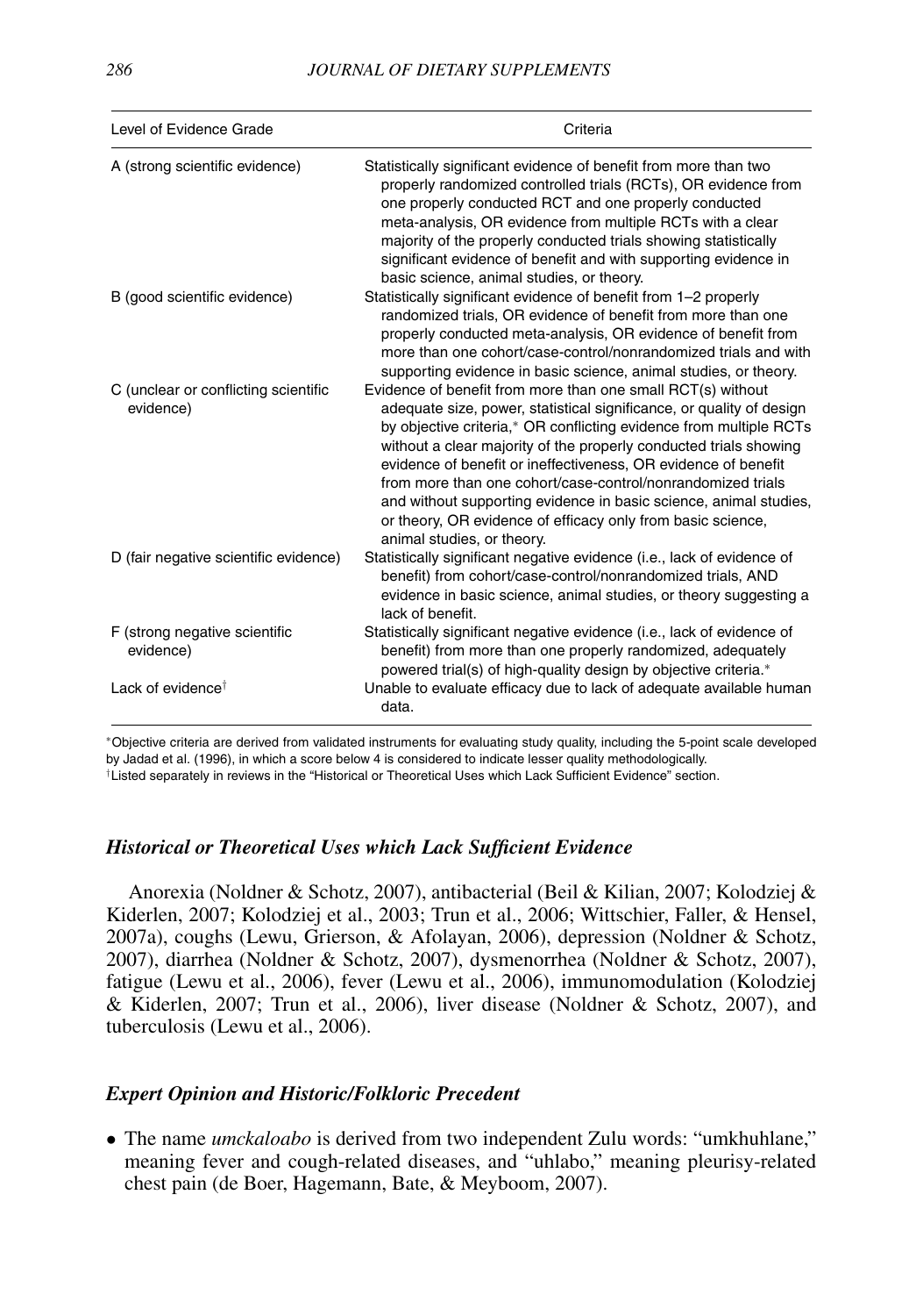| Level of Evidence Grade | Criteria |
|---|---|
| A (strong scientific evidence) | Statistically significant evidence of benefit from more than two properly randomized controlled trials (RCTs), OR evidence from one properly conducted RCT and one properly conducted meta-analysis, OR evidence from multiple RCTs with a clear majority of the properly conducted trials showing statistically significant evidence of benefit and with supporting evidence in basic science, animal studies, or theory. |
| B (good scientific evidence) | Statistically significant evidence of benefit from 1–2 properly randomized trials, OR evidence of benefit from more than one properly conducted meta-analysis, OR evidence of benefit from more than one cohort/case-control/nonrandomized trials and with supporting evidence in basic science, animal studies, or theory. |
| C (unclear or conflicting scientific evidence) | Evidence of benefit from more than one small RCT(s) without adequate size, power, statistical significance, or quality of design by objective criteria,* OR conflicting evidence from multiple RCTs without a clear majority of the properly conducted trials showing evidence of benefit or ineffectiveness, OR evidence of benefit from more than one cohort/case-control/nonrandomized trials and without supporting evidence in basic science, animal studies, or theory, OR evidence of efficacy only from basic science, animal studies, or theory. |
| D (fair negative scientific evidence) | Statistically significant negative evidence (i.e., lack of evidence of benefit) from cohort/case-control/nonrandomized trials, AND evidence in basic science, animal studies, or theory suggesting a lack of benefit. |
| F (strong negative scientific evidence) | Statistically significant negative evidence (i.e., lack of evidence of benefit) from more than one properly randomized, adequately powered trial(s) of high-quality design by objective criteria.* |
| Lack of evidence† | Unable to evaluate efficacy due to lack of adequate available human data. |

*Objective criteria are derived from validated instruments for evaluating study quality, including the 5-point scale developed by Jadad et al. (1996), in which a score below 4 is considered to indicate lesser quality methodologically.
†Listed separately in reviews in the "Historical or Theoretical Uses which Lack Sufficient Evidence" section.

### *Historical or Theoretical Uses which Lack Sufficient Evidence*

Anorexia (Noldner & Schotz, 2007), antibacterial (Beil & Kilian, 2007; Kolodziej & Kiderlen, 2007; Kolodziej et al., 2003; Trun et al., 2006; Wittschier, Faller, & Hensel, 2007a), coughs (Lewu, Grierson, & Afolayan, 2006), depression (Noldner & Schotz, 2007), diarrhea (Noldner & Schotz, 2007), dysmenorrhea (Noldner & Schotz, 2007), fatigue (Lewu et al., 2006), fever (Lewu et al., 2006), immunomodulation (Kolodziej & Kiderlen, 2007; Trun et al., 2006), liver disease (Noldner & Schotz, 2007), and tuberculosis (Lewu et al., 2006).

### *Expert Opinion and Historic/Folkloric Precedent*

- The name *umckaloabo* is derived from two independent Zulu words: "umkhuhlane," meaning fever and cough-related diseases, and "uhlabo," meaning pleurisy-related chest pain (de Boer, Hagemann, Bate, & Meyboom, 2007).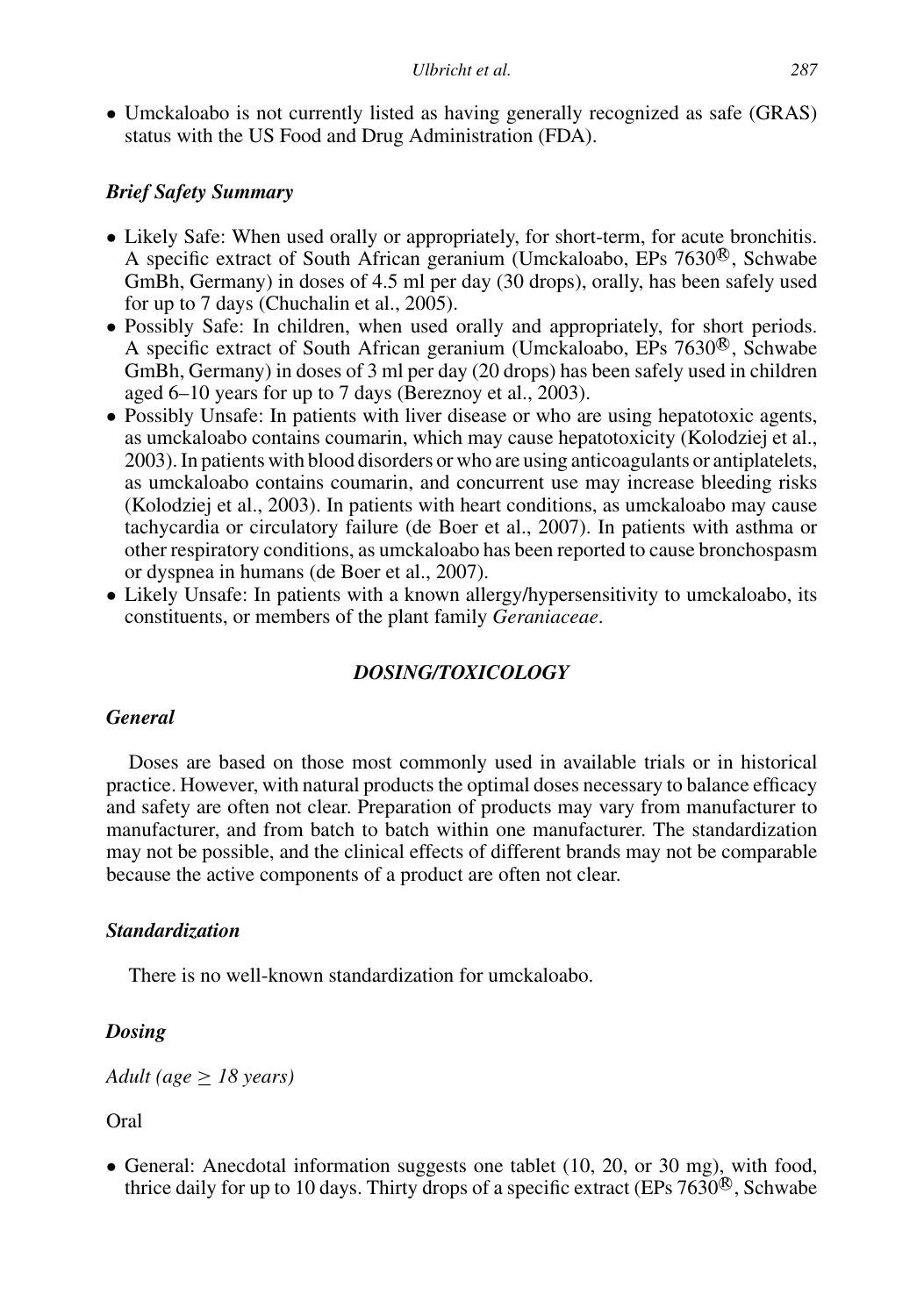- Umckaloabo is not currently listed as having generally recognized as safe (GRAS) status with the US Food and Drug Administration (FDA).

### *Brief Safety Summary*

- Likely Safe: When used orally or appropriately, for short-term, for acute bronchitis. A specific extract of South African geranium (Umckaloabo, EPs 7630®, Schwabe GmBh, Germany) in doses of 4.5 ml per day (30 drops), orally, has been safely used for up to 7 days (Chuchalin et al., 2005).
- Possibly Safe: In children, when used orally and appropriately, for short periods. A specific extract of South African geranium (Umckaloabo, EPs 7630®, Schwabe GmBh, Germany) in doses of 3 ml per day (20 drops) has been safely used in children aged 6–10 years for up to 7 days (Bereznoy et al., 2003).
- Possibly Unsafe: In patients with liver disease or who are using hepatotoxic agents, as umckaloabo contains coumarin, which may cause hepatotoxicity (Kolodziej et al., 2003). In patients with blood disorders or who are using anticoagulants or antiplatelets, as umckaloabo contains coumarin, and concurrent use may increase bleeding risks (Kolodziej et al., 2003). In patients with heart conditions, as umckaloabo may cause tachycardia or circulatory failure (de Boer et al., 2007). In patients with asthma or other respiratory conditions, as umckaloabo has been reported to cause bronchospasm or dyspnea in humans (de Boer et al., 2007).
- Likely Unsafe: In patients with a known allergy/hypersensitivity to umckaloabo, its constituents, or members of the plant family *Geraniaceae*.

## *DOSING/TOXICOLOGY*

### *General*

Doses are based on those most commonly used in available trials or in historical practice. However, with natural products the optimal doses necessary to balance efficacy and safety are often not clear. Preparation of products may vary from manufacturer to manufacturer, and from batch to batch within one manufacturer. The standardization may not be possible, and the clinical effects of different brands may not be comparable because the active components of a product are often not clear.

### *Standardization*

There is no well-known standardization for umckaloabo.

### *Dosing*

*Adult (age ≥ 18 years)*

Oral

- General: Anecdotal information suggests one tablet (10, 20, or 30 mg), with food, thrice daily for up to 10 days. Thirty drops of a specific extract (EPs 7630®, Schwabe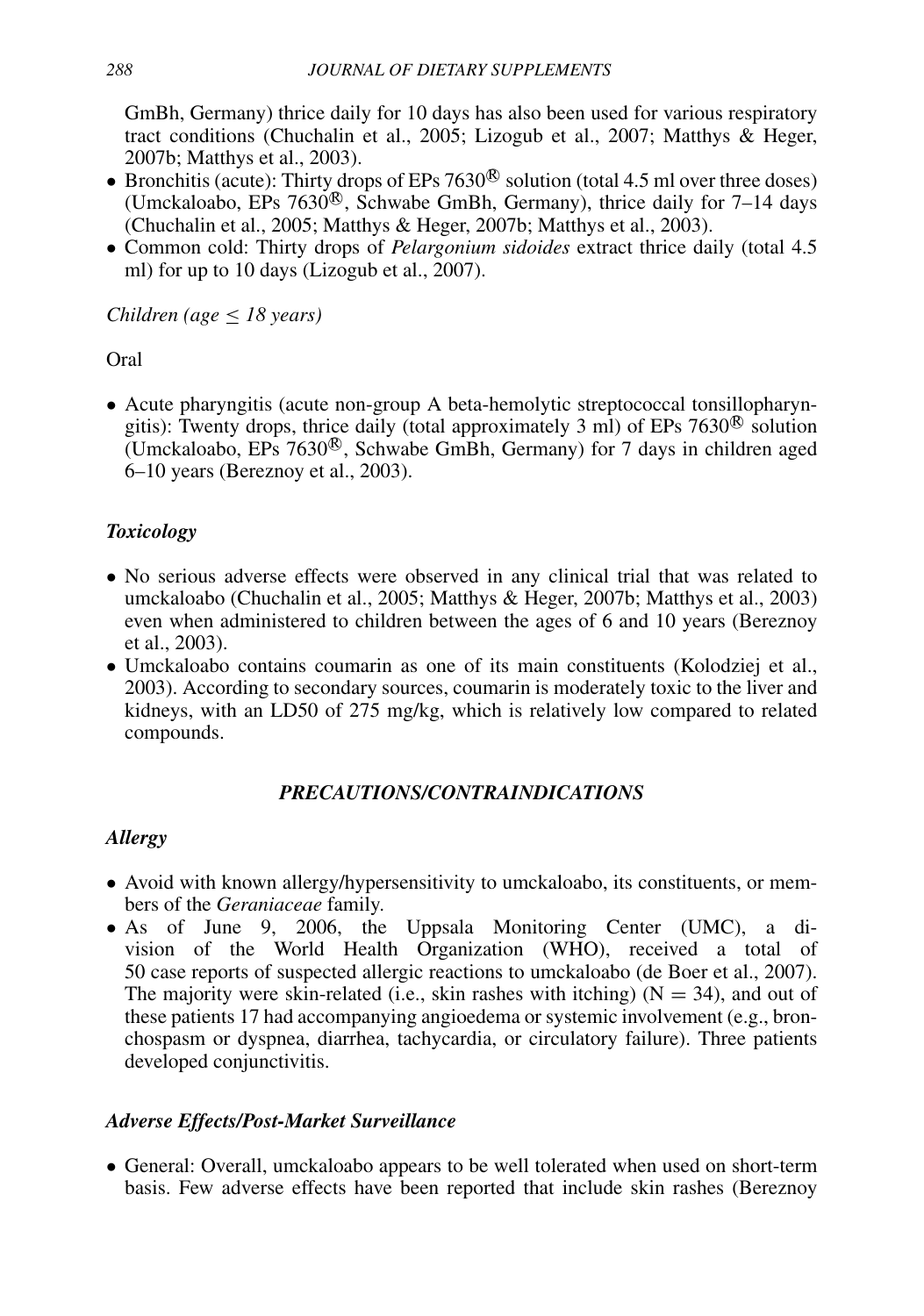GmBh, Germany) thrice daily for 10 days has also been used for various respiratory tract conditions (Chuchalin et al., 2005; Lizogub et al., 2007; Matthys & Heger, 2007b; Matthys et al., 2003).

- Bronchitis (acute): Thirty drops of EPs 7630® solution (total 4.5 ml over three doses) (Umckaloabo, EPs 7630®, Schwabe GmBh, Germany), thrice daily for 7–14 days (Chuchalin et al., 2005; Matthys & Heger, 2007b; Matthys et al., 2003).
- Common cold: Thirty drops of *Pelargonium sidoides* extract thrice daily (total 4.5 ml) for up to 10 days (Lizogub et al., 2007).

*Children (age ≤ 18 years)*

Oral

- Acute pharyngitis (acute non-group A beta-hemolytic streptococcal tonsillopharyngitis): Twenty drops, thrice daily (total approximately 3 ml) of EPs 7630® solution (Umckaloabo, EPs 7630®, Schwabe GmBh, Germany) for 7 days in children aged 6–10 years (Bereznoy et al., 2003).

### *Toxicology*

- No serious adverse effects were observed in any clinical trial that was related to umckaloabo (Chuchalin et al., 2005; Matthys & Heger, 2007b; Matthys et al., 2003) even when administered to children between the ages of 6 and 10 years (Bereznoy et al., 2003).
- Umckaloabo contains coumarin as one of its main constituents (Kolodziej et al., 2003). According to secondary sources, coumarin is moderately toxic to the liver and kidneys, with an LD50 of 275 mg/kg, which is relatively low compared to related compounds.

## *PRECAUTIONS/CONTRAINDICATIONS*

### *Allergy*

- Avoid with known allergy/hypersensitivity to umckaloabo, its constituents, or members of the *Geraniaceae* family.
- As of June 9, 2006, the Uppsala Monitoring Center (UMC), a division of the World Health Organization (WHO), received a total of 50 case reports of suspected allergic reactions to umckaloabo (de Boer et al., 2007). The majority were skin-related (i.e., skin rashes with itching) ($N = 34$), and out of these patients 17 had accompanying angioedema or systemic involvement (e.g., bronchospasm or dyspnea, diarrhea, tachycardia, or circulatory failure). Three patients developed conjunctivitis.

### *Adverse Effects/Post-Market Surveillance*

- General: Overall, umckaloabo appears to be well tolerated when used on short-term basis. Few adverse effects have been reported that include skin rashes (Bereznoy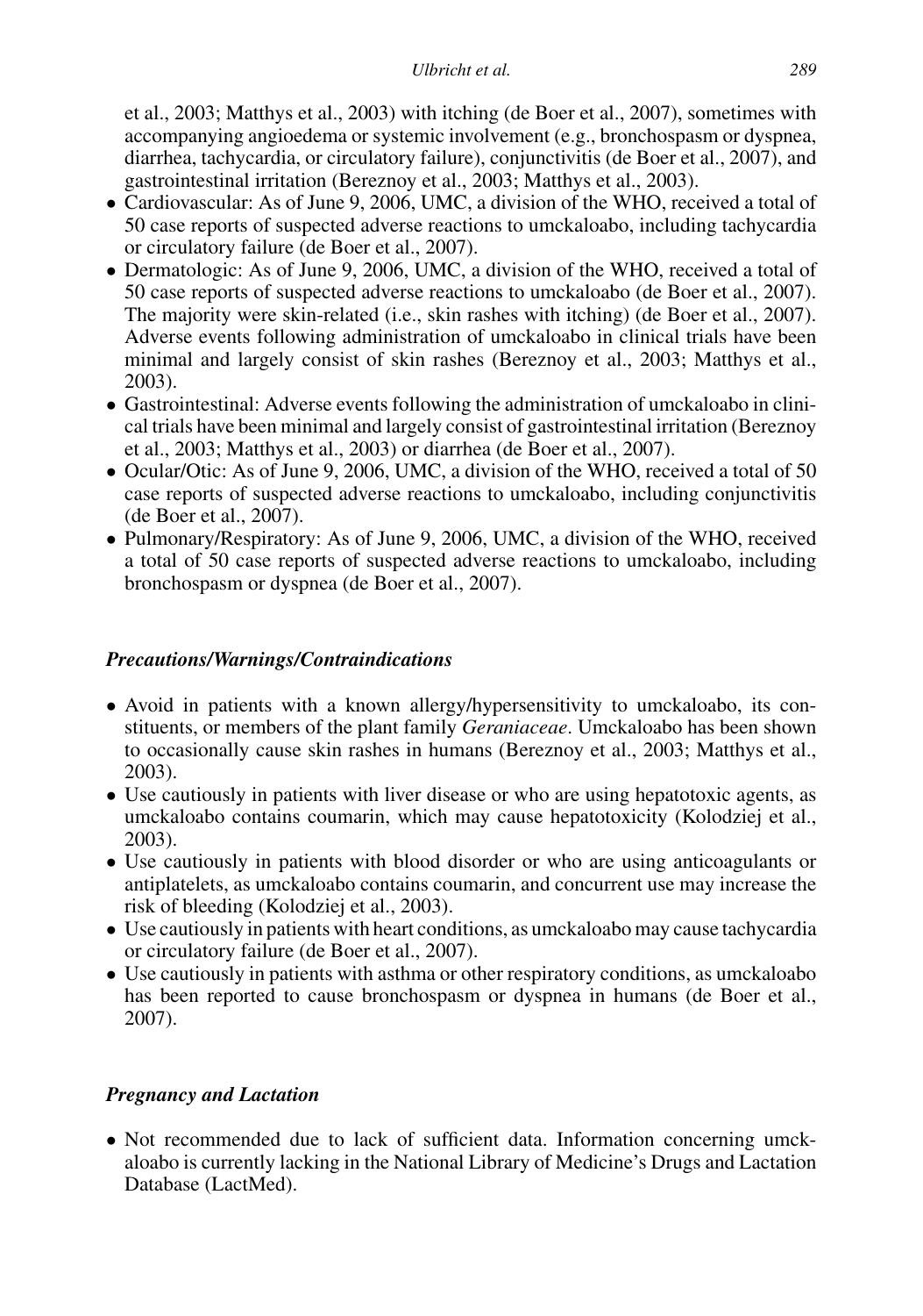et al., 2003; Matthys et al., 2003) with itching (de Boer et al., 2007), sometimes with accompanying angioedema or systemic involvement (e.g., bronchospasm or dyspnea, diarrhea, tachycardia, or circulatory failure), conjunctivitis (de Boer et al., 2007), and gastrointestinal irritation (Bereznoy et al., 2003; Matthys et al., 2003).

- Cardiovascular: As of June 9, 2006, UMC, a division of the WHO, received a total of 50 case reports of suspected adverse reactions to umckaloabo, including tachycardia or circulatory failure (de Boer et al., 2007).
- Dermatologic: As of June 9, 2006, UMC, a division of the WHO, received a total of 50 case reports of suspected adverse reactions to umckaloabo (de Boer et al., 2007). The majority were skin-related (i.e., skin rashes with itching) (de Boer et al., 2007). Adverse events following administration of umckaloabo in clinical trials have been minimal and largely consist of skin rashes (Bereznoy et al., 2003; Matthys et al., 2003).
- Gastrointestinal: Adverse events following the administration of umckaloabo in clinical trials have been minimal and largely consist of gastrointestinal irritation (Bereznoy et al., 2003; Matthys et al., 2003) or diarrhea (de Boer et al., 2007).
- Ocular/Otic: As of June 9, 2006, UMC, a division of the WHO, received a total of 50 case reports of suspected adverse reactions to umckaloabo, including conjunctivitis (de Boer et al., 2007).
- Pulmonary/Respiratory: As of June 9, 2006, UMC, a division of the WHO, received a total of 50 case reports of suspected adverse reactions to umckaloabo, including bronchospasm or dyspnea (de Boer et al., 2007).

### *Precautions/Warnings/Contraindications*

- Avoid in patients with a known allergy/hypersensitivity to umckaloabo, its constituents, or members of the plant family *Geraniaceae*. Umckaloabo has been shown to occasionally cause skin rashes in humans (Bereznoy et al., 2003; Matthys et al., 2003).
- Use cautiously in patients with liver disease or who are using hepatotoxic agents, as umckaloabo contains coumarin, which may cause hepatotoxicity (Kolodziej et al., 2003).
- Use cautiously in patients with blood disorder or who are using anticoagulants or antiplatelets, as umckaloabo contains coumarin, and concurrent use may increase the risk of bleeding (Kolodziej et al., 2003).
- Use cautiously in patients with heart conditions, as umckaloabo may cause tachycardia or circulatory failure (de Boer et al., 2007).
- Use cautiously in patients with asthma or other respiratory conditions, as umckaloabo has been reported to cause bronchospasm or dyspnea in humans (de Boer et al., 2007).

### *Pregnancy and Lactation*

- Not recommended due to lack of sufficient data. Information concerning umckaloabo is currently lacking in the National Library of Medicine's Drugs and Lactation Database (LactMed).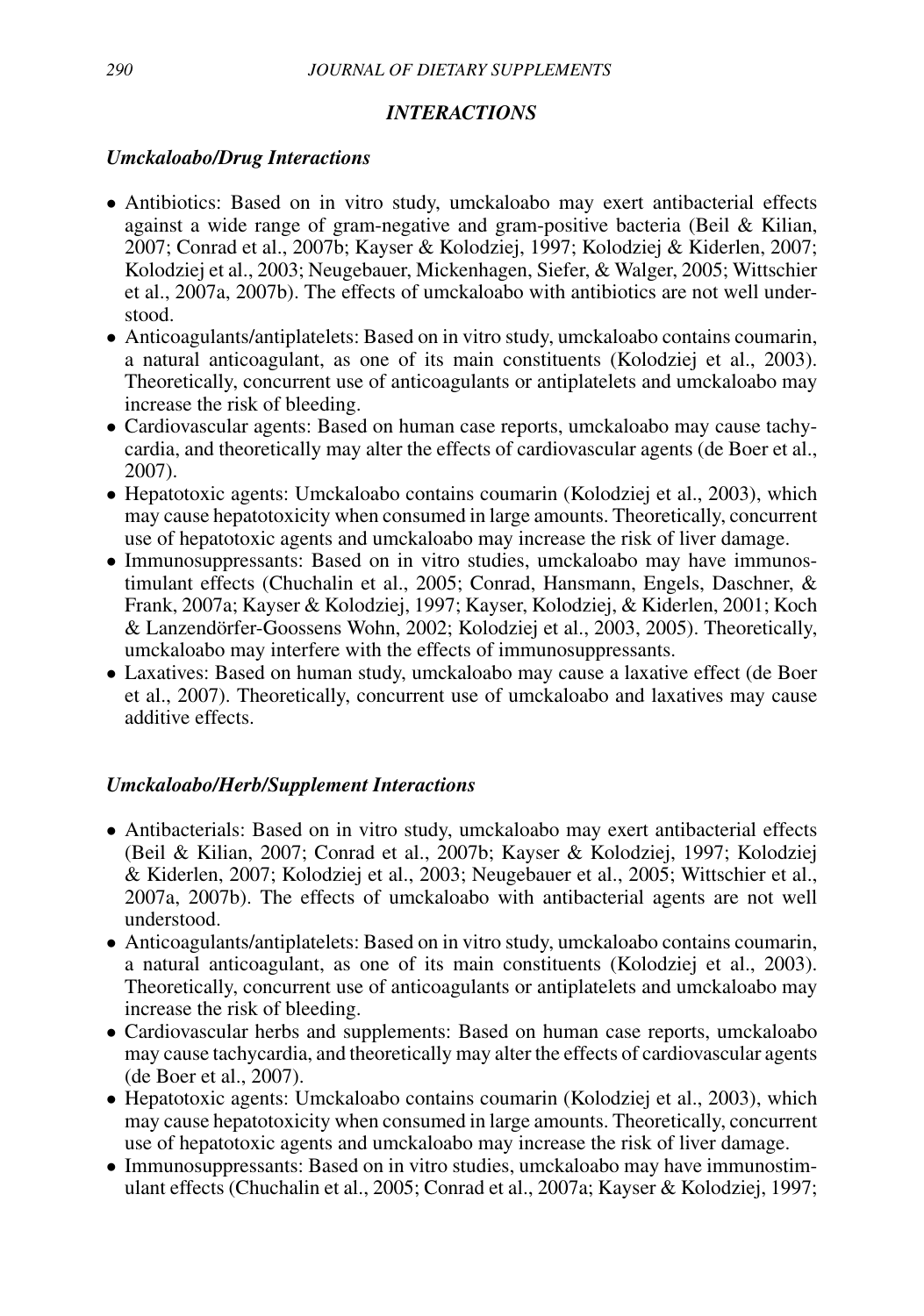## INTERACTIONS

### *Umckaloabo/Drug Interactions*

- Antibiotics: Based on in vitro study, umckaloabo may exert antibacterial effects against a wide range of gram-negative and gram-positive bacteria (Beil & Kilian, 2007; Conrad et al., 2007b; Kayser & Kolodziej, 1997; Kolodziej & Kiderlen, 2007; Kolodziej et al., 2003; Neugebauer, Mickenhagen, Siefer, & Walger, 2005; Wittschier et al., 2007a, 2007b). The effects of umckaloabo with antibiotics are not well understood.
- Anticoagulants/antiplatelets: Based on in vitro study, umckaloabo contains coumarin, a natural anticoagulant, as one of its main constituents (Kolodziej et al., 2003). Theoretically, concurrent use of anticoagulants or antiplatelets and umckaloabo may increase the risk of bleeding.
- Cardiovascular agents: Based on human case reports, umckaloabo may cause tachycardia, and theoretically may alter the effects of cardiovascular agents (de Boer et al., 2007).
- Hepatotoxic agents: Umckaloabo contains coumarin (Kolodziej et al., 2003), which may cause hepatotoxicity when consumed in large amounts. Theoretically, concurrent use of hepatotoxic agents and umckaloabo may increase the risk of liver damage.
- Immunosuppressants: Based on in vitro studies, umckaloabo may have immunostimulant effects (Chuchalin et al., 2005; Conrad, Hansmann, Engels, Daschner, & Frank, 2007a; Kayser & Kolodziej, 1997; Kayser, Kolodziej, & Kiderlen, 2001; Koch & Lanzendörfer-Goossens Wohn, 2002; Kolodziej et al., 2003, 2005). Theoretically, umckaloabo may interfere with the effects of immunosuppressants.
- Laxatives: Based on human study, umckaloabo may cause a laxative effect (de Boer et al., 2007). Theoretically, concurrent use of umckaloabo and laxatives may cause additive effects.

### *Umckaloabo/Herb/Supplement Interactions*

- Antibacterials: Based on in vitro study, umckaloabo may exert antibacterial effects (Beil & Kilian, 2007; Conrad et al., 2007b; Kayser & Kolodziej, 1997; Kolodziej & Kiderlen, 2007; Kolodziej et al., 2003; Neugebauer et al., 2005; Wittschier et al., 2007a, 2007b). The effects of umckaloabo with antibacterial agents are not well understood.
- Anticoagulants/antiplatelets: Based on in vitro study, umckaloabo contains coumarin, a natural anticoagulant, as one of its main constituents (Kolodziej et al., 2003). Theoretically, concurrent use of anticoagulants or antiplatelets and umckaloabo may increase the risk of bleeding.
- Cardiovascular herbs and supplements: Based on human case reports, umckaloabo may cause tachycardia, and theoretically may alter the effects of cardiovascular agents (de Boer et al., 2007).
- Hepatotoxic agents: Umckaloabo contains coumarin (Kolodziej et al., 2003), which may cause hepatotoxicity when consumed in large amounts. Theoretically, concurrent use of hepatotoxic agents and umckaloabo may increase the risk of liver damage.
- Immunosuppressants: Based on in vitro studies, umckaloabo may have immunostimulant effects (Chuchalin et al., 2005; Conrad et al., 2007a; Kayser & Kolodziej, 1997;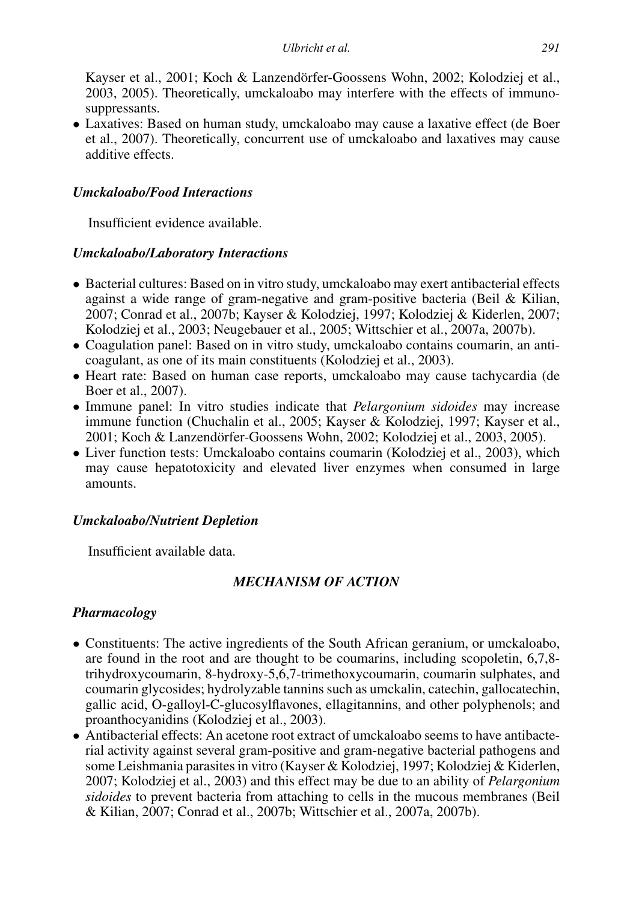Kayser et al., 2001; Koch & Lanzendörfer-Goossens Wohn, 2002; Kolodziej et al., 2003, 2005). Theoretically, umckaloabo may interfere with the effects of immunosuppressants.

- Laxatives: Based on human study, umckaloabo may cause a laxative effect (de Boer et al., 2007). Theoretically, concurrent use of umckaloabo and laxatives may cause additive effects.

### *Umckaloabo/Food Interactions*

Insufficient evidence available.

### *Umckaloabo/Laboratory Interactions*

- Bacterial cultures: Based on in vitro study, umckaloabo may exert antibacterial effects against a wide range of gram-negative and gram-positive bacteria (Beil & Kilian, 2007; Conrad et al., 2007b; Kayser & Kolodziej, 1997; Kolodziej & Kiderlen, 2007; Kolodziej et al., 2003; Neugebauer et al., 2005; Wittschier et al., 2007a, 2007b).
- Coagulation panel: Based on in vitro study, umckaloabo contains coumarin, an anticoagulant, as one of its main constituents (Kolodziej et al., 2003).
- Heart rate: Based on human case reports, umckaloabo may cause tachycardia (de Boer et al., 2007).
- Immune panel: In vitro studies indicate that *Pelargonium sidoides* may increase immune function (Chuchalin et al., 2005; Kayser & Kolodziej, 1997; Kayser et al., 2001; Koch & Lanzendörfer-Goossens Wohn, 2002; Kolodziej et al., 2003, 2005).
- Liver function tests: Umckaloabo contains coumarin (Kolodziej et al., 2003), which may cause hepatotoxicity and elevated liver enzymes when consumed in large amounts.

### *Umckaloabo/Nutrient Depletion*

Insufficient available data.

## *MECHANISM OF ACTION*

### *Pharmacology*

- Constituents: The active ingredients of the South African geranium, or umckaloabo, are found in the root and are thought to be coumarins, including scopoletin, 6,7,8-trihydroxycoumarin, 8-hydroxy-5,6,7-trimethoxycoumarin, coumarin sulphates, and coumarin glycosides; hydrolyzable tannins such as umckalin, catechin, gallocatechin, gallic acid, O-galloyl-C-glucosylflavones, ellagitannins, and other polyphenols; and proanthocyanidins (Kolodziej et al., 2003).
- Antibacterial effects: An acetone root extract of umckaloabo seems to have antibacterial activity against several gram-positive and gram-negative bacterial pathogens and some Leishmania parasites in vitro (Kayser & Kolodziej, 1997; Kolodziej & Kiderlen, 2007; Kolodziej et al., 2003) and this effect may be due to an ability of *Pelargonium sidoides* to prevent bacteria from attaching to cells in the mucous membranes (Beil & Kilian, 2007; Conrad et al., 2007b; Wittschier et al., 2007a, 2007b).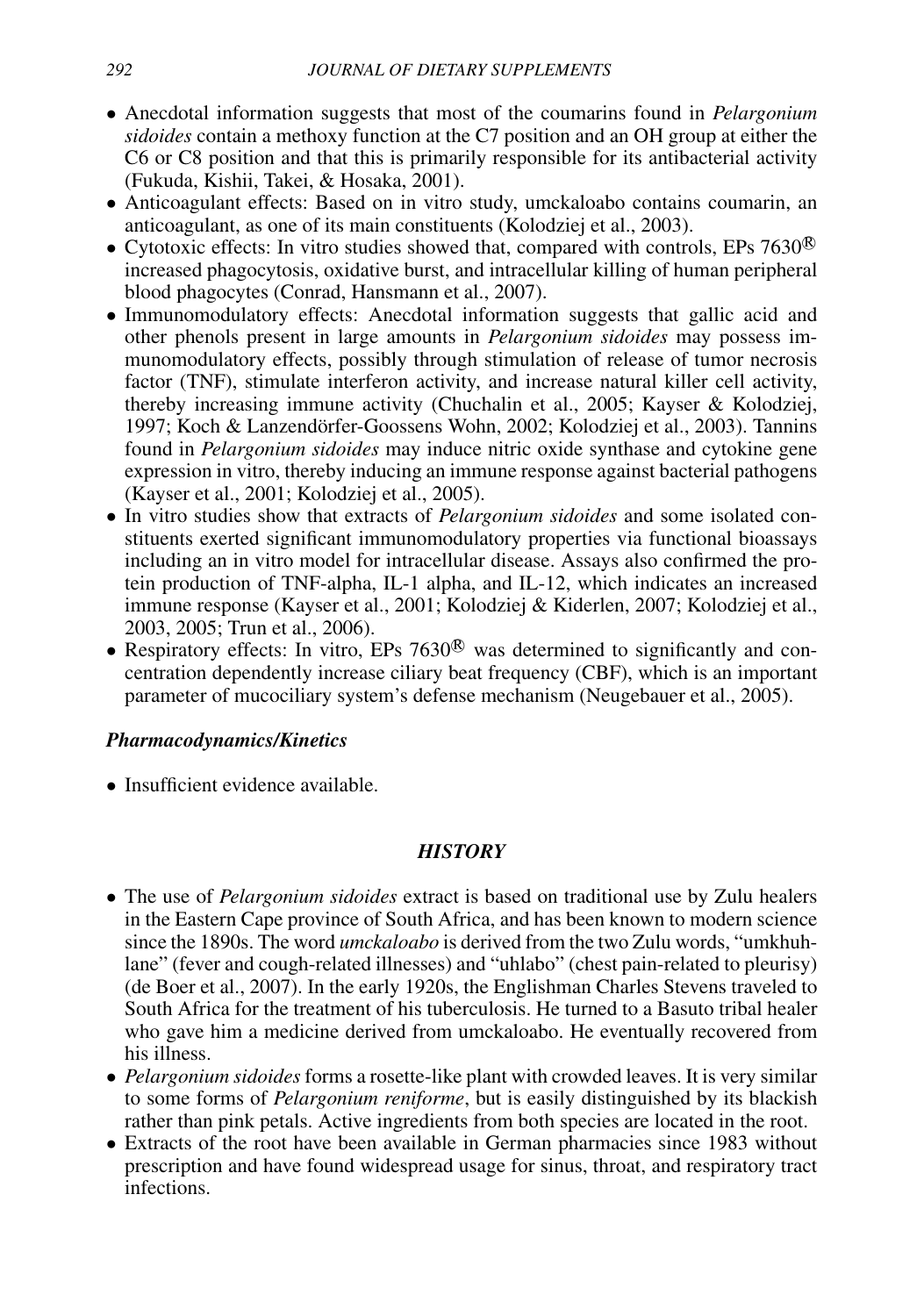- Anecdotal information suggests that most of the coumarins found in *Pelargonium sidoides* contain a methoxy function at the C7 position and an OH group at either the C6 or C8 position and that this is primarily responsible for its antibacterial activity (Fukuda, Kishii, Takei, & Hosaka, 2001).
- Anticoagulant effects: Based on in vitro study, umckaloabo contains coumarin, an anticoagulant, as one of its main constituents (Kolodziej et al., 2003).
- Cytotoxic effects: In vitro studies showed that, compared with controls, EPs 7630® increased phagocytosis, oxidative burst, and intracellular killing of human peripheral blood phagocytes (Conrad, Hansmann et al., 2007).
- Immunomodulatory effects: Anecdotal information suggests that gallic acid and other phenols present in large amounts in *Pelargonium sidoides* may possess immunomodulatory effects, possibly through stimulation of release of tumor necrosis factor (TNF), stimulate interferon activity, and increase natural killer cell activity, thereby increasing immune activity (Chuchalin et al., 2005; Kayser & Kolodziej, 1997; Koch & Lanzendörfer-Goossens Wohn, 2002; Kolodziej et al., 2003). Tannins found in *Pelargonium sidoides* may induce nitric oxide synthase and cytokine gene expression in vitro, thereby inducing an immune response against bacterial pathogens (Kayser et al., 2001; Kolodziej et al., 2005).
- In vitro studies show that extracts of *Pelargonium sidoides* and some isolated constituents exerted significant immunomodulatory properties via functional bioassays including an in vitro model for intracellular disease. Assays also confirmed the protein production of TNF-alpha, IL-1 alpha, and IL-12, which indicates an increased immune response (Kayser et al., 2001; Kolodziej & Kiderlen, 2007; Kolodziej et al., 2003, 2005; Trun et al., 2006).
- Respiratory effects: In vitro, EPs 7630® was determined to significantly and concentration dependently increase ciliary beat frequency (CBF), which is an important parameter of mucociliary system's defense mechanism (Neugebauer et al., 2005).

### *Pharmacodynamics/Kinetics*

- Insufficient evidence available.

## *HISTORY*

- The use of *Pelargonium sidoides* extract is based on traditional use by Zulu healers in the Eastern Cape province of South Africa, and has been known to modern science since the 1890s. The word *umckaloabo* is derived from the two Zulu words, "umkhuhlane" (fever and cough-related illnesses) and "uhlabo" (chest pain-related to pleurisy) (de Boer et al., 2007). In the early 1920s, the Englishman Charles Stevens traveled to South Africa for the treatment of his tuberculosis. He turned to a Basuto tribal healer who gave him a medicine derived from umckaloabo. He eventually recovered from his illness.
- *Pelargonium sidoides* forms a rosette-like plant with crowded leaves. It is very similar to some forms of *Pelargonium reniforme*, but is easily distinguished by its blackish rather than pink petals. Active ingredients from both species are located in the root.
- Extracts of the root have been available in German pharmacies since 1983 without prescription and have found widespread usage for sinus, throat, and respiratory tract infections.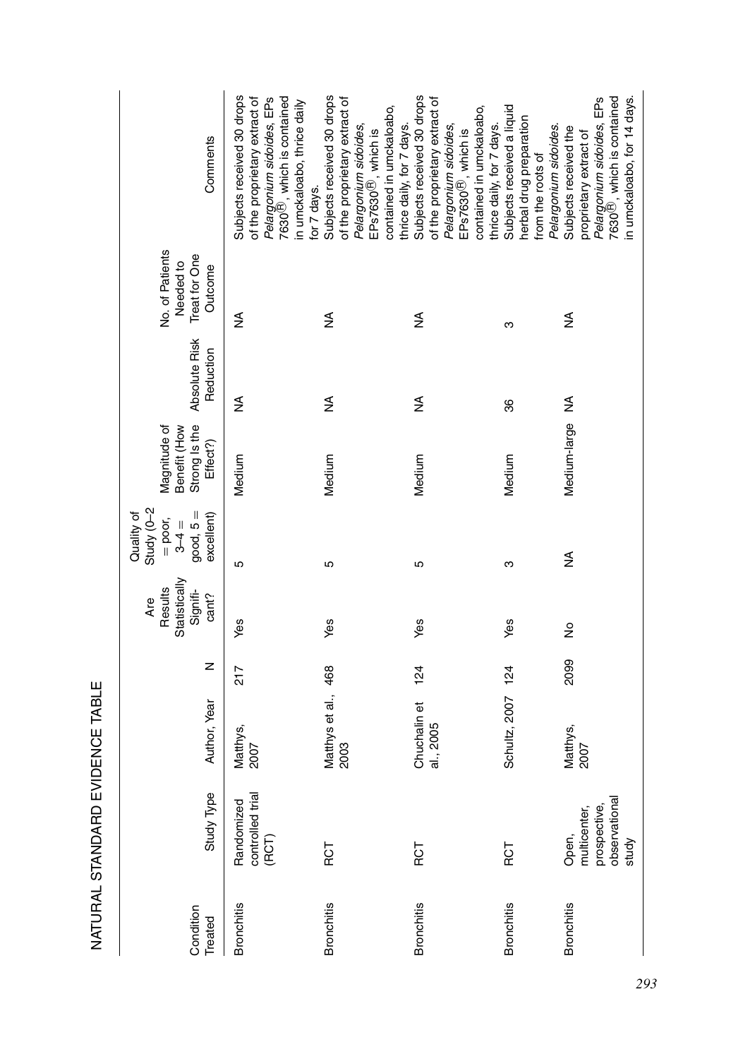# NATURAL STANDARD EVIDENCE TABLE

| Condition Treated | Study Type | Author, Year | N | Are Results Statistically Significant? | Quality of Study (0–2 = poor, 3–4 = good, 5 = excellent) | Magnitude of Benefit (How Strong Is the Effect?) | Absolute Risk Reduction | No. of Patients Needed to Treat for One Outcome | Comments |
|---|---|---|---|---|---|---|---|---|---|
| Bronchitis | Randomized controlled trial (RCT) | Matthys, 2007 | 217 | Yes | 5 | Medium | NA | NA | Subjects received 30 drops of the proprietary extract of *Pelargonium sidoides*, EPs 7630®, which is contained in umckaloabo, thrice daily for 7 days. |
| Bronchitis | RCT | Matthys et al., 2003 | 468 | Yes | 5 | Medium | NA | NA | Subjects received 30 drops of the proprietary extract of *Pelargonium sidoides*, EPs7630®, which is contained in umckaloabo, thrice daily, for 7 days. |
| Bronchitis | RCT | Chuchalin et al., 2005 | 124 | Yes | 5 | Medium | NA | NA | Subjects received 30 drops of the proprietary extract of *Pelargonium sidoides*, EPs7630®, which is contained in umckaloabo, thrice daily, for 7 days. |
| Bronchitis | RCT | Schultz, 2007 | 124 | Yes | 3 | Medium | 36 | 3 | Subjects received a liquid herbal drug preparation from the roots of *Pelargonium sidoides*. |
| Bronchitis | Open, multicenter, prospective, observational study | Matthys, 2007 | 2099 | No | NA | Medium-large | NA | NA | Subjects received the proprietary extract of *Pelargonium sidoides*, EPs 7630®, which is contained in umckaloabo, for 14 days. |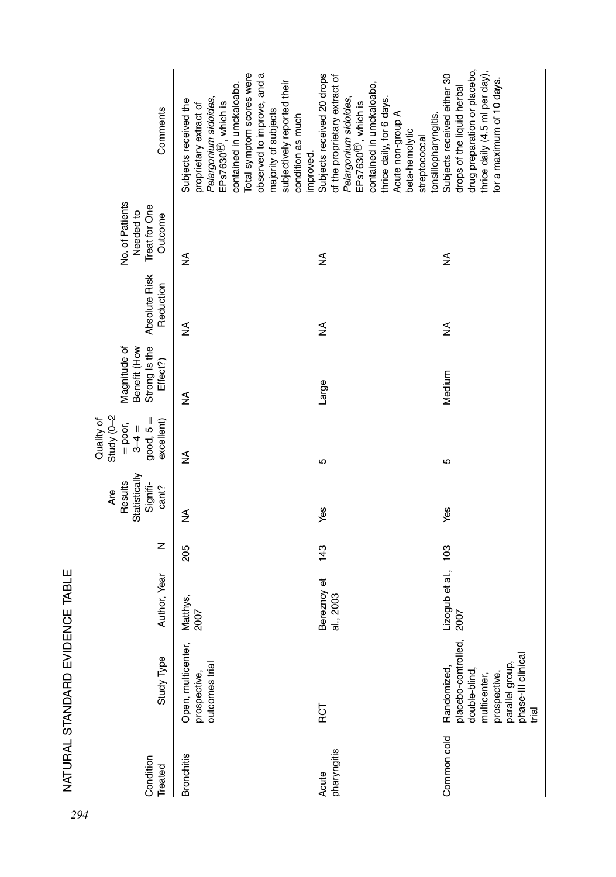## NATURAL STANDARD EVIDENCE TABLE

| Condition Treated | Study Type | Author, Year | N | Are Results Statistically Significant? | Quality of Study (0–2 = poor, 3–4 = good, 5 = excellent) | Magnitude of Benefit (How Strong Is the Effect?) | Absolute Risk Reduction | No. of Patients Needed to Treat for One Outcome | Comments |
|---|---|---|---|---|---|---|---|---|---|
| Bronchitis | Open, multicenter, prospective, outcomes trial | Matthys, 2007 | 205 | NA | NA | NA | NA | NA | Subjects received the proprietary extract of *Pelargonium sidoides*, EPs7630®, which is contained in umckaloabo. Total symptom scores were observed to improve, and a majority of subjects subjectively reported their condition as much improved. |
| Acute pharyngitis | RCT | Bereznoy et al., 2003 | 143 | Yes | 5 | Large | NA | NA | Subjects received 20 drops of the proprietary extract of *Pelargonium sidoides*, EPs7630®, which is contained in umckaloabo, thrice daily, for 6 days. Acute non-group A beta-hemolytic streptococcal tonsillopharyngitis. |
| Common cold | Randomized, placebo-controlled, double-blind, multicenter, prospective, parallel group, phase-III clinical trial | Lizogub et al., 2007 | 103 | Yes | 5 | Medium | NA | NA | Subjects received either 30 drops of the liquid herbal drug preparation or placebo, thrice daily (4.5 ml per day), for a maximum of 10 days. |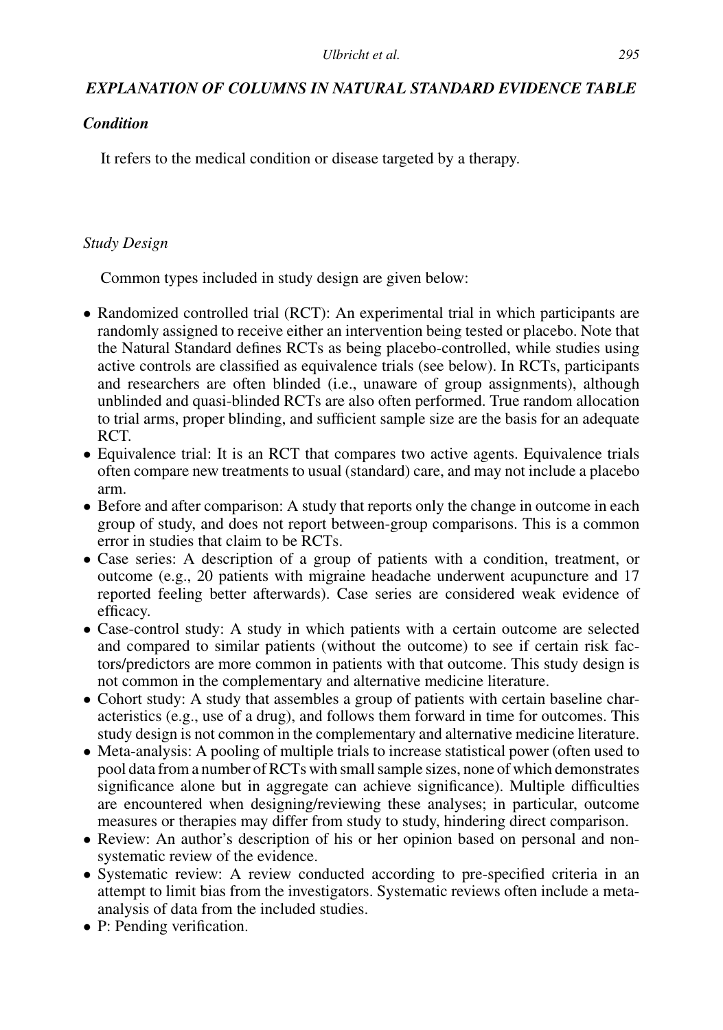## *EXPLANATION OF COLUMNS IN NATURAL STANDARD EVIDENCE TABLE*

### *Condition*

It refers to the medical condition or disease targeted by a therapy.

#### *Study Design*

Common types included in study design are given below:

- Randomized controlled trial (RCT): An experimental trial in which participants are randomly assigned to receive either an intervention being tested or placebo. Note that the Natural Standard defines RCTs as being placebo-controlled, while studies using active controls are classified as equivalence trials (see below). In RCTs, participants and researchers are often blinded (i.e., unaware of group assignments), although unblinded and quasi-blinded RCTs are also often performed. True random allocation to trial arms, proper blinding, and sufficient sample size are the basis for an adequate RCT.
- Equivalence trial: It is an RCT that compares two active agents. Equivalence trials often compare new treatments to usual (standard) care, and may not include a placebo arm.
- Before and after comparison: A study that reports only the change in outcome in each group of study, and does not report between-group comparisons. This is a common error in studies that claim to be RCTs.
- Case series: A description of a group of patients with a condition, treatment, or outcome (e.g., 20 patients with migraine headache underwent acupuncture and 17 reported feeling better afterwards). Case series are considered weak evidence of efficacy.
- Case-control study: A study in which patients with a certain outcome are selected and compared to similar patients (without the outcome) to see if certain risk factors/predictors are more common in patients with that outcome. This study design is not common in the complementary and alternative medicine literature.
- Cohort study: A study that assembles a group of patients with certain baseline characteristics (e.g., use of a drug), and follows them forward in time for outcomes. This study design is not common in the complementary and alternative medicine literature.
- Meta-analysis: A pooling of multiple trials to increase statistical power (often used to pool data from a number of RCTs with small sample sizes, none of which demonstrates significance alone but in aggregate can achieve significance). Multiple difficulties are encountered when designing/reviewing these analyses; in particular, outcome measures or therapies may differ from study to study, hindering direct comparison.
- Review: An author's description of his or her opinion based on personal and non-systematic review of the evidence.
- Systematic review: A review conducted according to pre-specified criteria in an attempt to limit bias from the investigators. Systematic reviews often include a meta-analysis of data from the included studies.
- P: Pending verification.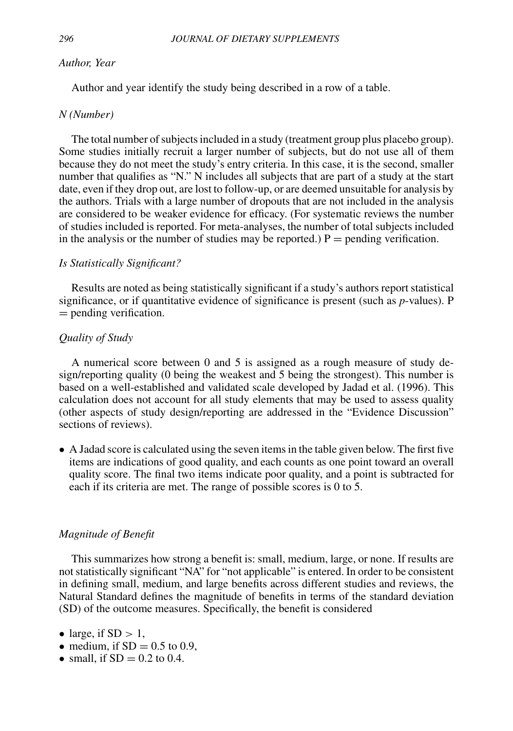*Author, Year*

Author and year identify the study being described in a row of a table.

*N (Number)*

The total number of subjects included in a study (treatment group plus placebo group). Some studies initially recruit a larger number of subjects, but do not use all of them because they do not meet the study's entry criteria. In this case, it is the second, smaller number that qualifies as "N." N includes all subjects that are part of a study at the start date, even if they drop out, are lost to follow-up, or are deemed unsuitable for analysis by the authors. Trials with a large number of dropouts that are not included in the analysis are considered to be weaker evidence for efficacy. (For systematic reviews the number of studies included is reported. For meta-analyses, the number of total subjects included in the analysis or the number of studies may be reported.) P = pending verification.

*Is Statistically Significant?*

Results are noted as being statistically significant if a study's authors report statistical significance, or if quantitative evidence of significance is present (such as *p*-values). P = pending verification.

*Quality of Study*

A numerical score between 0 and 5 is assigned as a rough measure of study design/reporting quality (0 being the weakest and 5 being the strongest). This number is based on a well-established and validated scale developed by Jadad et al. (1996). This calculation does not account for all study elements that may be used to assess quality (other aspects of study design/reporting are addressed in the "Evidence Discussion" sections of reviews).

- A Jadad score is calculated using the seven items in the table given below. The first five items are indications of good quality, and each counts as one point toward an overall quality score. The final two items indicate poor quality, and a point is subtracted for each if its criteria are met. The range of possible scores is 0 to 5.

*Magnitude of Benefit*

This summarizes how strong a benefit is: small, medium, large, or none. If results are not statistically significant "NA" for "not applicable" is entered. In order to be consistent in defining small, medium, and large benefits across different studies and reviews, the Natural Standard defines the magnitude of benefits in terms of the standard deviation (SD) of the outcome measures. Specifically, the benefit is considered

- large, if SD > 1,
- medium, if SD = 0.5 to 0.9,
- small, if SD = 0.2 to 0.4.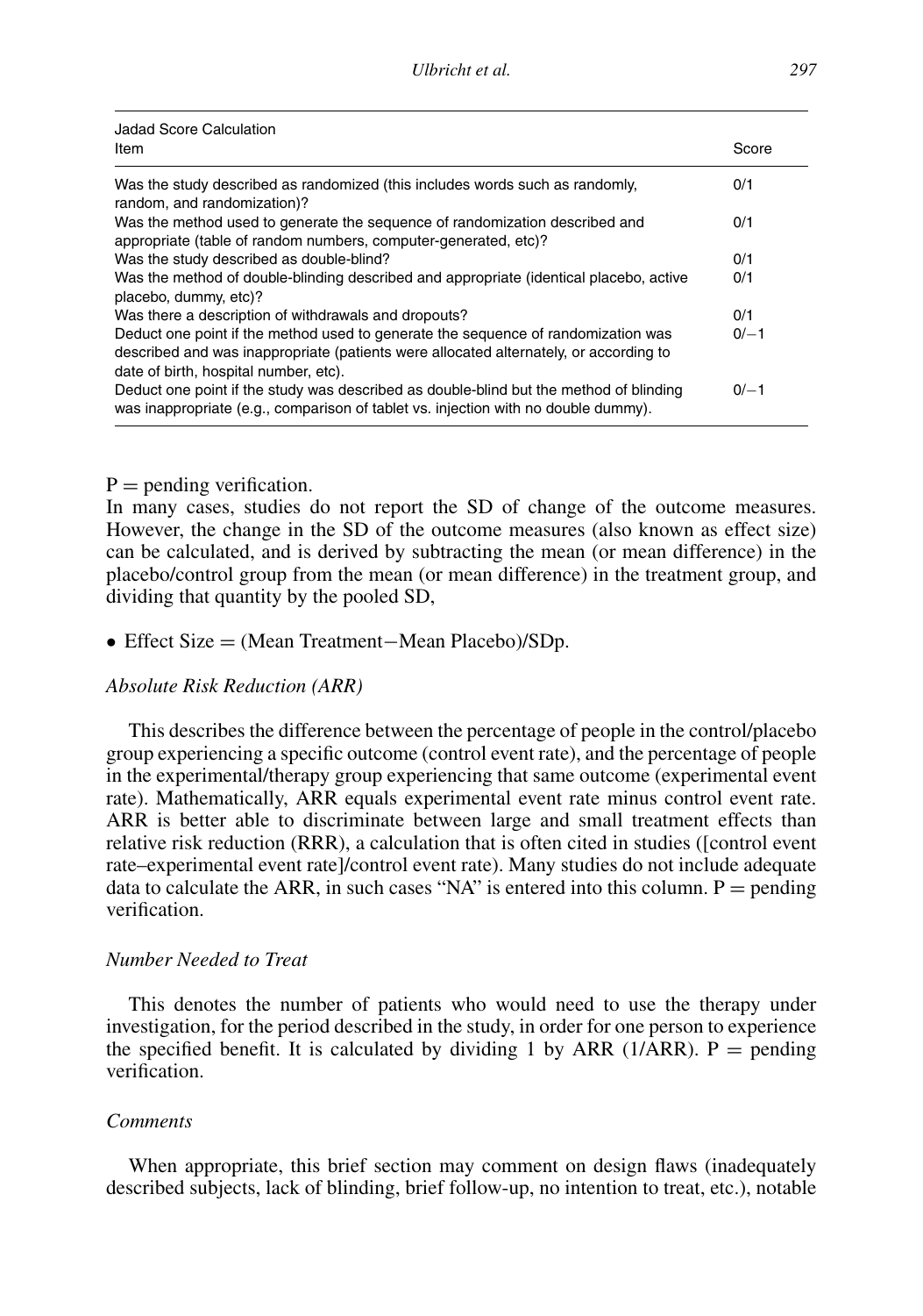| Jadad Score Calculation<br>Item | Score |
| --- | --- |
| Was the study described as randomized (this includes words such as randomly, random, and randomization)? | 0/1 |
| Was the method used to generate the sequence of randomization described and appropriate (table of random numbers, computer-generated, etc)? | 0/1 |
| Was the study described as double-blind? | 0/1 |
| Was the method of double-blinding described and appropriate (identical placebo, active placebo, dummy, etc)? | 0/1 |
| Was there a description of withdrawals and dropouts? | 0/1 |
| Deduct one point if the method used to generate the sequence of randomization was described and was inappropriate (patients were allocated alternately, or according to date of birth, hospital number, etc). | 0/−1 |
| Deduct one point if the study was described as double-blind but the method of blinding was inappropriate (e.g., comparison of tablet vs. injection with no double dummy). | 0/−1 |

P = pending verification.

In many cases, studies do not report the SD of change of the outcome measures. However, the change in the SD of the outcome measures (also known as effect size) can be calculated, and is derived by subtracting the mean (or mean difference) in the placebo/control group from the mean (or mean difference) in the treatment group, and dividing that quantity by the pooled SD,

- Effect Size = (Mean Treatment−Mean Placebo)/SDp.

### *Absolute Risk Reduction (ARR)*

This describes the difference between the percentage of people in the control/placebo group experiencing a specific outcome (control event rate), and the percentage of people in the experimental/therapy group experiencing that same outcome (experimental event rate). Mathematically, ARR equals experimental event rate minus control event rate. ARR is better able to discriminate between large and small treatment effects than relative risk reduction (RRR), a calculation that is often cited in studies ([control event rate–experimental event rate]/control event rate). Many studies do not include adequate data to calculate the ARR, in such cases "NA" is entered into this column. P = pending verification.

### *Number Needed to Treat*

This denotes the number of patients who would need to use the therapy under investigation, for the period described in the study, in order for one person to experience the specified benefit. It is calculated by dividing 1 by ARR (1/ARR). P = pending verification.

### *Comments*

When appropriate, this brief section may comment on design flaws (inadequately described subjects, lack of blinding, brief follow-up, no intention to treat, etc.), notable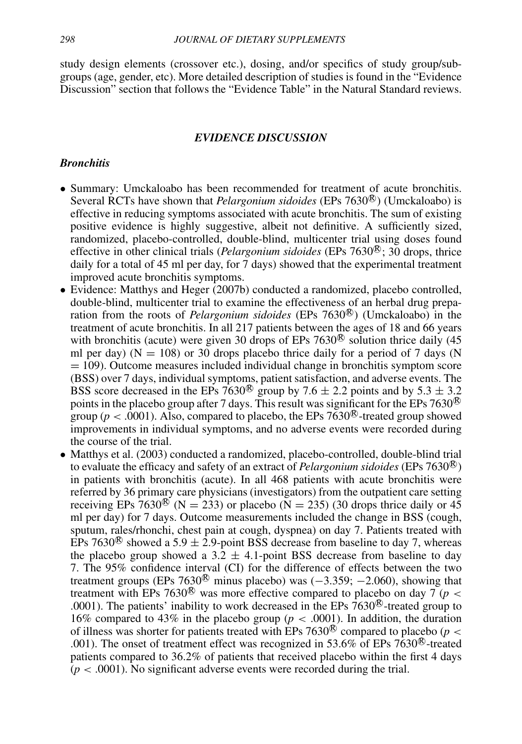study design elements (crossover etc.), dosing, and/or specifics of study group/subgroups (age, gender, etc). More detailed description of studies is found in the "Evidence Discussion" section that follows the "Evidence Table" in the Natural Standard reviews.

## *EVIDENCE DISCUSSION*

### *Bronchitis*

- Summary: Umckaloabo has been recommended for treatment of acute bronchitis. Several RCTs have shown that *Pelargonium sidoides* (EPs 7630®) (Umckaloabo) is effective in reducing symptoms associated with acute bronchitis. The sum of existing positive evidence is highly suggestive, albeit not definitive. A sufficiently sized, randomized, placebo-controlled, double-blind, multicenter trial using doses found effective in other clinical trials (*Pelargonium sidoides* (EPs 7630®; 30 drops, thrice daily for a total of 45 ml per day, for 7 days) showed that the experimental treatment improved acute bronchitis symptoms.
- Evidence: Matthys and Heger (2007b) conducted a randomized, placebo controlled, double-blind, multicenter trial to examine the effectiveness of an herbal drug preparation from the roots of *Pelargonium sidoides* (EPs 7630®) (Umckaloabo) in the treatment of acute bronchitis. In all 217 patients between the ages of 18 and 66 years with bronchitis (acute) were given 30 drops of EPs 7630® solution thrice daily (45 ml per day) ($N = 108$) or 30 drops placebo thrice daily for a period of 7 days ($N = 109$). Outcome measures included individual change in bronchitis symptom score (BSS) over 7 days, individual symptoms, patient satisfaction, and adverse events. The BSS score decreased in the EPs 7630® group by $7.6 \pm 2.2$ points and by $5.3 \pm 3.2$ points in the placebo group after 7 days. This result was significant for the EPs 7630® group ($p < .0001$). Also, compared to placebo, the EPs 7630®-treated group showed improvements in individual symptoms, and no adverse events were recorded during the course of the trial.
- Matthys et al. (2003) conducted a randomized, placebo-controlled, double-blind trial to evaluate the efficacy and safety of an extract of *Pelargonium sidoides* (EPs 7630®) in patients with bronchitis (acute). In all 468 patients with acute bronchitis were referred by 36 primary care physicians (investigators) from the outpatient care setting receiving EPs 7630® ($N = 233$) or placebo ($N = 235$) (30 drops thrice daily or 45 ml per day) for 7 days. Outcome measurements included the change in BSS (cough, sputum, rales/rhonchi, chest pain at cough, dyspnea) on day 7. Patients treated with EPs 7630® showed a $5.9 \pm 2.9$-point BSS decrease from baseline to day 7, whereas the placebo group showed a $3.2 \pm 4.1$-point BSS decrease from baseline to day 7. The 95% confidence interval (CI) for the difference of effects between the two treatment groups (EPs 7630® minus placebo) was ($-3.359$; $-2.060$), showing that treatment with EPs 7630® was more effective compared to placebo on day 7 ($p < .0001$). The patients' inability to work decreased in the EPs 7630®-treated group to 16% compared to 43% in the placebo group ($p < .0001$). In addition, the duration of illness was shorter for patients treated with EPs 7630® compared to placebo ($p < .001$). The onset of treatment effect was recognized in 53.6% of EPs 7630®-treated patients compared to 36.2% of patients that received placebo within the first 4 days ($p < .0001$). No significant adverse events were recorded during the trial.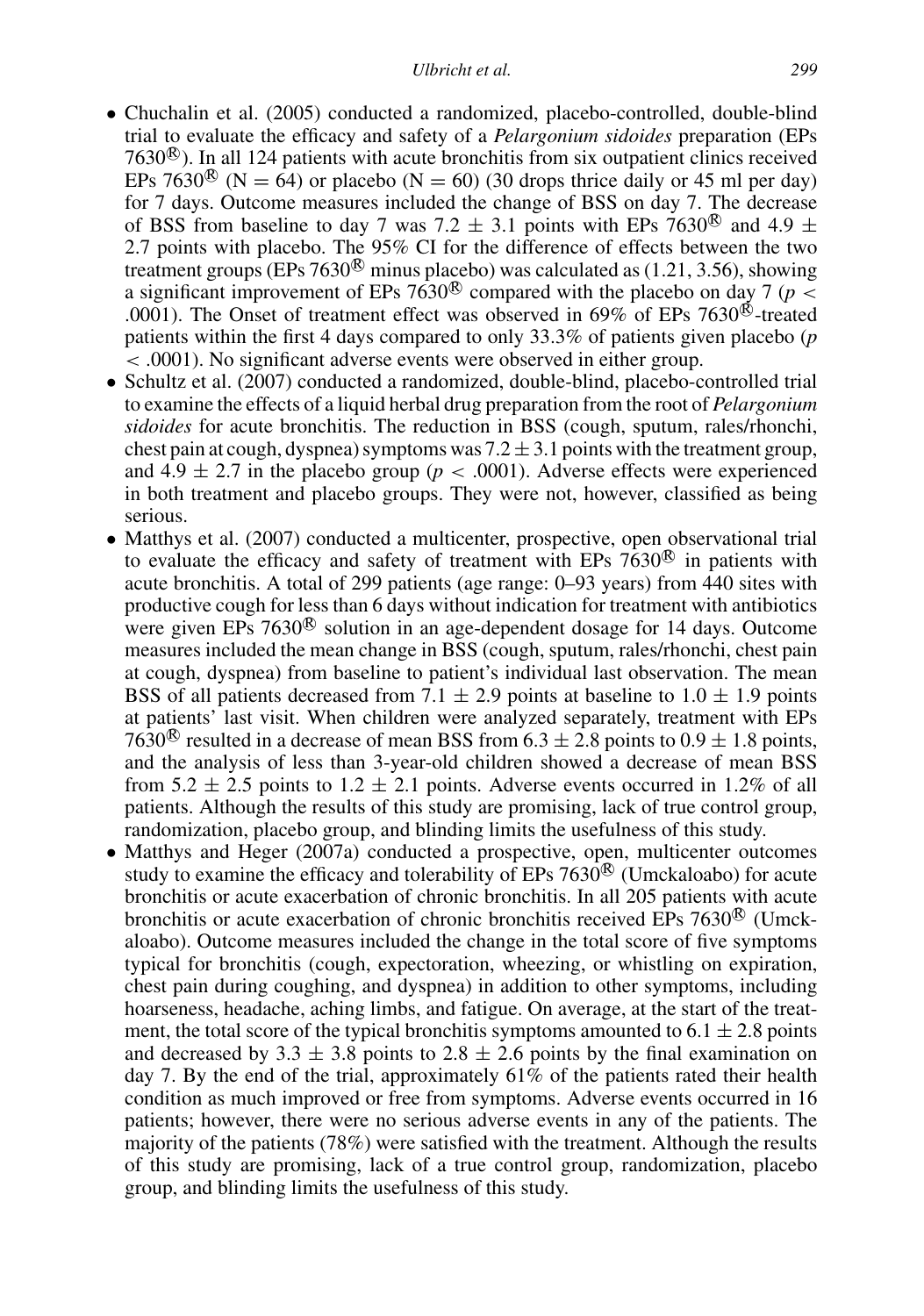- Chuchalin et al. (2005) conducted a randomized, placebo-controlled, double-blind trial to evaluate the efficacy and safety of a *Pelargonium sidoides* preparation (EPs 7630®). In all 124 patients with acute bronchitis from six outpatient clinics received EPs 7630® (N = 64) or placebo (N = 60) (30 drops thrice daily or 45 ml per day) for 7 days. Outcome measures included the change of BSS on day 7. The decrease of BSS from baseline to day 7 was $7.2 \pm 3.1$ points with EPs 7630® and $4.9 \pm 2.7$ points with placebo. The 95% CI for the difference of effects between the two treatment groups (EPs 7630® minus placebo) was calculated as (1.21, 3.56), showing a significant improvement of EPs 7630® compared with the placebo on day 7 ($p < .0001$). The Onset of treatment effect was observed in 69% of EPs 7630®-treated patients within the first 4 days compared to only 33.3% of patients given placebo ($p < .0001$). No significant adverse events were observed in either group.
- Schultz et al. (2007) conducted a randomized, double-blind, placebo-controlled trial to examine the effects of a liquid herbal drug preparation from the root of *Pelargonium sidoides* for acute bronchitis. The reduction in BSS (cough, sputum, rales/rhonchi, chest pain at cough, dyspnea) symptoms was $7.2 \pm 3.1$ points with the treatment group, and $4.9 \pm 2.7$ in the placebo group ($p < .0001$). Adverse effects were experienced in both treatment and placebo groups. They were not, however, classified as being serious.
- Matthys et al. (2007) conducted a multicenter, prospective, open observational trial to evaluate the efficacy and safety of treatment with EPs 7630® in patients with acute bronchitis. A total of 299 patients (age range: 0–93 years) from 440 sites with productive cough for less than 6 days without indication for treatment with antibiotics were given EPs 7630® solution in an age-dependent dosage for 14 days. Outcome measures included the mean change in BSS (cough, sputum, rales/rhonchi, chest pain at cough, dyspnea) from baseline to patient's individual last observation. The mean BSS of all patients decreased from $7.1 \pm 2.9$ points at baseline to $1.0 \pm 1.9$ points at patients' last visit. When children were analyzed separately, treatment with EPs 7630® resulted in a decrease of mean BSS from $6.3 \pm 2.8$ points to $0.9 \pm 1.8$ points, and the analysis of less than 3-year-old children showed a decrease of mean BSS from $5.2 \pm 2.5$ points to $1.2 \pm 2.1$ points. Adverse events occurred in 1.2% of all patients. Although the results of this study are promising, lack of true control group, randomization, placebo group, and blinding limits the usefulness of this study.
- Matthys and Heger (2007a) conducted a prospective, open, multicenter outcomes study to examine the efficacy and tolerability of EPs 7630® (Umckaloabo) for acute bronchitis or acute exacerbation of chronic bronchitis. In all 205 patients with acute bronchitis or acute exacerbation of chronic bronchitis received EPs 7630® (Umckaloabo). Outcome measures included the change in the total score of five symptoms typical for bronchitis (cough, expectoration, wheezing, or whistling on expiration, chest pain during coughing, and dyspnea) in addition to other symptoms, including hoarseness, headache, aching limbs, and fatigue. On average, at the start of the treatment, the total score of the typical bronchitis symptoms amounted to $6.1 \pm 2.8$ points and decreased by $3.3 \pm 3.8$ points to $2.8 \pm 2.6$ points by the final examination on day 7. By the end of the trial, approximately 61% of the patients rated their health condition as much improved or free from symptoms. Adverse events occurred in 16 patients; however, there were no serious adverse events in any of the patients. The majority of the patients (78%) were satisfied with the treatment. Although the results of this study are promising, lack of a true control group, randomization, placebo group, and blinding limits the usefulness of this study.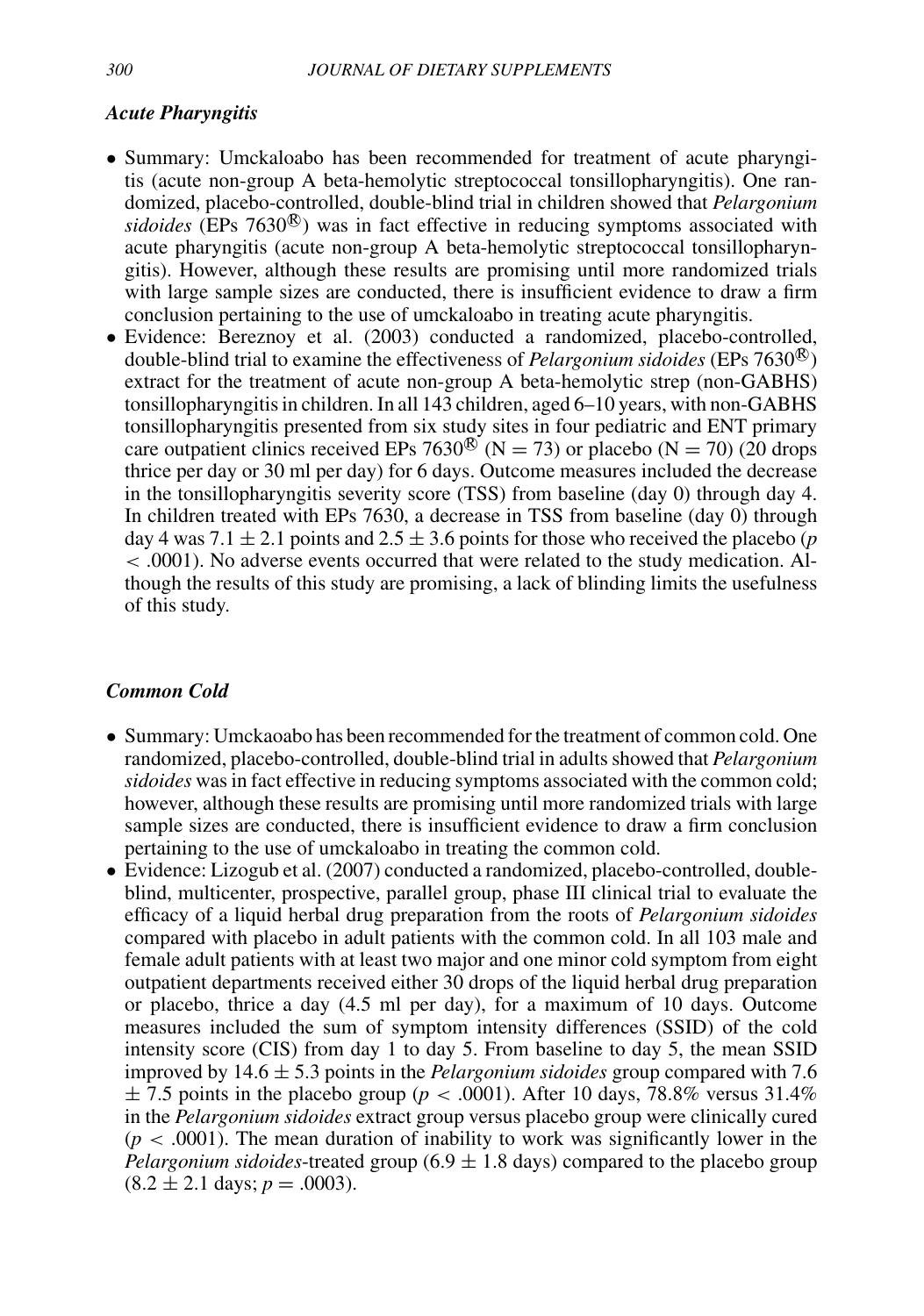### *Acute Pharyngitis*

- Summary: Umckaloabo has been recommended for treatment of acute pharyngitis (acute non-group A beta-hemolytic streptococcal tonsillopharyngitis). One randomized, placebo-controlled, double-blind trial in children showed that *Pelargonium sidoides* (EPs 7630®) was in fact effective in reducing symptoms associated with acute pharyngitis (acute non-group A beta-hemolytic streptococcal tonsillopharyngitis). However, although these results are promising until more randomized trials with large sample sizes are conducted, there is insufficient evidence to draw a firm conclusion pertaining to the use of umckaloabo in treating acute pharyngitis.
- Evidence: Bereznoy et al. (2003) conducted a randomized, placebo-controlled, double-blind trial to examine the effectiveness of *Pelargonium sidoides* (EPs 7630®) extract for the treatment of acute non-group A beta-hemolytic strep (non-GABHS) tonsillopharyngitis in children. In all 143 children, aged 6–10 years, with non-GABHS tonsillopharyngitis presented from six study sites in four pediatric and ENT primary care outpatient clinics received EPs 7630® ($N = 73$) or placebo ($N = 70$) (20 drops thrice per day or 30 ml per day) for 6 days. Outcome measures included the decrease in the tonsillopharyngitis severity score (TSS) from baseline (day 0) through day 4. In children treated with EPs 7630, a decrease in TSS from baseline (day 0) through day 4 was $7.1 \pm 2.1$ points and $2.5 \pm 3.6$ points for those who received the placebo ($p < .0001$). No adverse events occurred that were related to the study medication. Although the results of this study are promising, a lack of blinding limits the usefulness of this study.

### *Common Cold*

- Summary: Umckaoabo has been recommended for the treatment of common cold. One randomized, placebo-controlled, double-blind trial in adults showed that *Pelargonium sidoides* was in fact effective in reducing symptoms associated with the common cold; however, although these results are promising until more randomized trials with large sample sizes are conducted, there is insufficient evidence to draw a firm conclusion pertaining to the use of umckaloabo in treating the common cold.
- Evidence: Lizogub et al. (2007) conducted a randomized, placebo-controlled, double-blind, multicenter, prospective, parallel group, phase III clinical trial to evaluate the efficacy of a liquid herbal drug preparation from the roots of *Pelargonium sidoides* compared with placebo in adult patients with the common cold. In all 103 male and female adult patients with at least two major and one minor cold symptom from eight outpatient departments received either 30 drops of the liquid herbal drug preparation or placebo, thrice a day (4.5 ml per day), for a maximum of 10 days. Outcome measures included the sum of symptom intensity differences (SSID) of the cold intensity score (CIS) from day 1 to day 5. From baseline to day 5, the mean SSID improved by $14.6 \pm 5.3$ points in the *Pelargonium sidoides* group compared with 7.6 $\pm$ 7.5 points in the placebo group ($p < .0001$). After 10 days, 78.8% versus 31.4% in the *Pelargonium sidoides* extract group versus placebo group were clinically cured ($p < .0001$). The mean duration of inability to work was significantly lower in the *Pelargonium sidoides*-treated group ($6.9 \pm 1.8$ days) compared to the placebo group ($8.2 \pm 2.1$ days; $p = .0003$).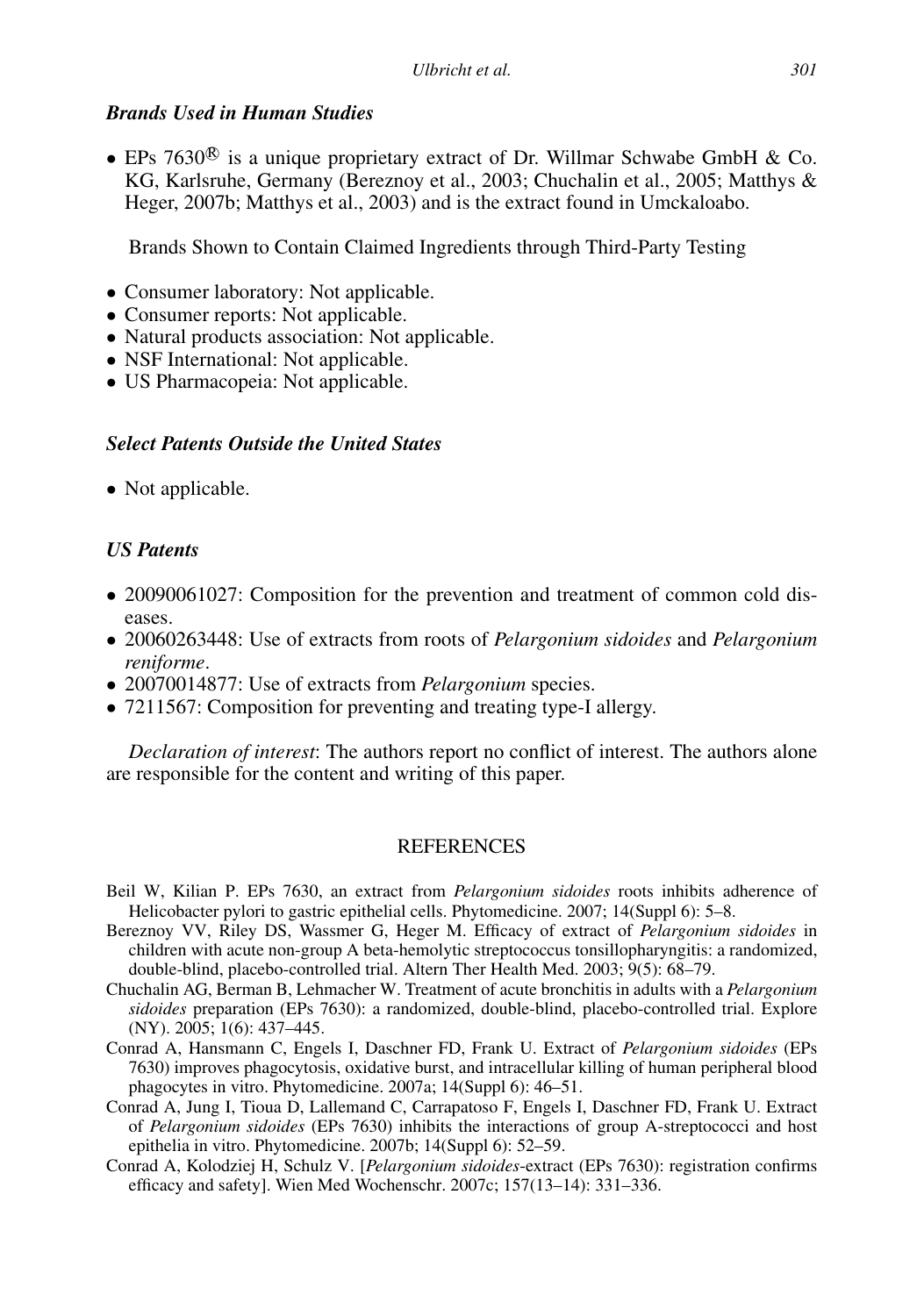### *Brands Used in Human Studies*

- EPs 7630® is a unique proprietary extract of Dr. Willmar Schwabe GmbH & Co. KG, Karlsruhe, Germany (Bereznoy et al., 2003; Chuchalin et al., 2005; Matthys & Heger, 2007b; Matthys et al., 2003) and is the extract found in Umckaloabo.

Brands Shown to Contain Claimed Ingredients through Third-Party Testing

- Consumer laboratory: Not applicable.
- Consumer reports: Not applicable.
- Natural products association: Not applicable.
- NSF International: Not applicable.
- US Pharmacopeia: Not applicable.

### *Select Patents Outside the United States*

- Not applicable.

### *US Patents*

- 20090061027: Composition for the prevention and treatment of common cold diseases.
- 20060263448: Use of extracts from roots of *Pelargonium sidoides* and *Pelargonium reniforme*.
- 20070014877: Use of extracts from *Pelargonium* species.
- 7211567: Composition for preventing and treating type-I allergy.

*Declaration of interest*: The authors report no conflict of interest. The authors alone are responsible for the content and writing of this paper.

## REFERENCES

Beil W, Kilian P. EPs 7630, an extract from *Pelargonium sidoides* roots inhibits adherence of Helicobacter pylori to gastric epithelial cells. Phytomedicine. 2007; 14(Suppl 6): 5–8.

Bereznoy VV, Riley DS, Wassmer G, Heger M. Efficacy of extract of *Pelargonium sidoides* in children with acute non-group A beta-hemolytic streptococcus tonsillopharyngitis: a randomized, double-blind, placebo-controlled trial. Altern Ther Health Med. 2003; 9(5): 68–79.

Chuchalin AG, Berman B, Lehmacher W. Treatment of acute bronchitis in adults with a *Pelargonium sidoides* preparation (EPs 7630): a randomized, double-blind, placebo-controlled trial. Explore (NY). 2005; 1(6): 437–445.

Conrad A, Hansmann C, Engels I, Daschner FD, Frank U. Extract of *Pelargonium sidoides* (EPs 7630) improves phagocytosis, oxidative burst, and intracellular killing of human peripheral blood phagocytes in vitro. Phytomedicine. 2007a; 14(Suppl 6): 46–51.

Conrad A, Jung I, Tioua D, Lallemand C, Carrapatoso F, Engels I, Daschner FD, Frank U. Extract of *Pelargonium sidoides* (EPs 7630) inhibits the interactions of group A-streptococci and host epithelia in vitro. Phytomedicine. 2007b; 14(Suppl 6): 52–59.

Conrad A, Kolodziej H, Schulz V. [*Pelargonium sidoides*-extract (EPs 7630): registration confirms efficacy and safety]. Wien Med Wochenschr. 2007c; 157(13–14): 331–336.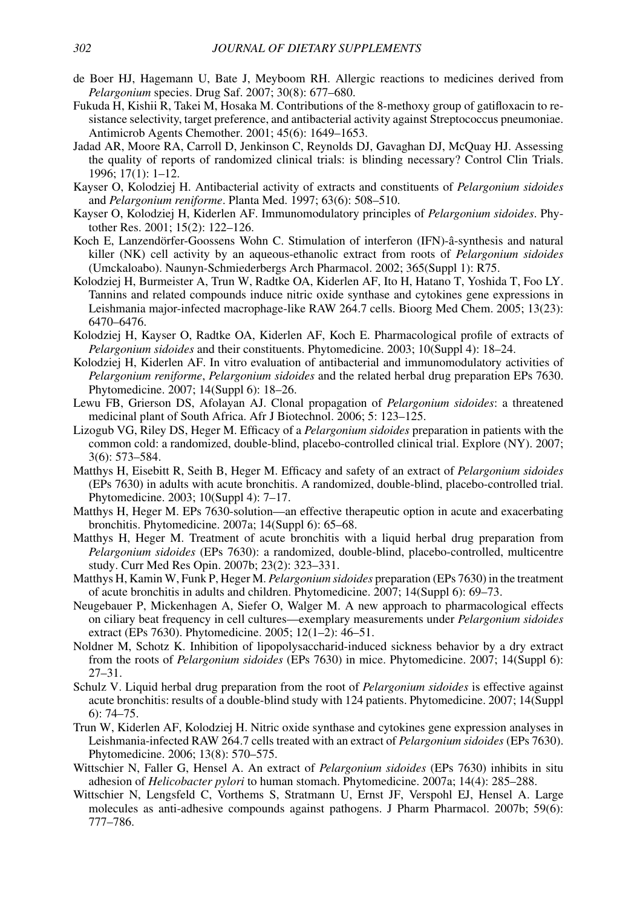de Boer HJ, Hagemann U, Bate J, Meyboom RH. Allergic reactions to medicines derived from *Pelargonium* species. Drug Saf. 2007; 30(8): 677–680.

Fukuda H, Kishii R, Takei M, Hosaka M. Contributions of the 8-methoxy group of gatifloxacin to resistance selectivity, target preference, and antibacterial activity against Streptococcus pneumoniae. Antimicrob Agents Chemother. 2001; 45(6): 1649–1653.

Jadad AR, Moore RA, Carroll D, Jenkinson C, Reynolds DJ, Gavaghan DJ, McQuay HJ. Assessing the quality of reports of randomized clinical trials: is blinding necessary? Control Clin Trials. 1996; 17(1): 1–12.

Kayser O, Kolodziej H. Antibacterial activity of extracts and constituents of *Pelargonium sidoides* and *Pelargonium reniforme*. Planta Med. 1997; 63(6): 508–510.

Kayser O, Kolodziej H, Kiderlen AF. Immunomodulatory principles of *Pelargonium sidoides*. Phytother Res. 2001; 15(2): 122–126.

Koch E, Lanzendörfer-Goossens Wohn C. Stimulation of interferon (IFN)-â-synthesis and natural killer (NK) cell activity by an aqueous-ethanolic extract from roots of *Pelargonium sidoides* (Umckaloabo). Naunyn-Schmiederbergs Arch Pharmacol. 2002; 365(Suppl 1): R75.

Kolodziej H, Burmeister A, Trun W, Radtke OA, Kiderlen AF, Ito H, Hatano T, Yoshida T, Foo LY. Tannins and related compounds induce nitric oxide synthase and cytokines gene expressions in Leishmania major-infected macrophage-like RAW 264.7 cells. Bioorg Med Chem. 2005; 13(23): 6470–6476.

Kolodziej H, Kayser O, Radtke OA, Kiderlen AF, Koch E. Pharmacological profile of extracts of *Pelargonium sidoides* and their constituents. Phytomedicine. 2003; 10(Suppl 4): 18–24.

Kolodziej H, Kiderlen AF. In vitro evaluation of antibacterial and immunomodulatory activities of *Pelargonium reniforme*, *Pelargonium sidoides* and the related herbal drug preparation EPs 7630. Phytomedicine. 2007; 14(Suppl 6): 18–26.

Lewu FB, Grierson DS, Afolayan AJ. Clonal propagation of *Pelargonium sidoides*: a threatened medicinal plant of South Africa. Afr J Biotechnol. 2006; 5: 123–125.

Lizogub VG, Riley DS, Heger M. Efficacy of a *Pelargonium sidoides* preparation in patients with the common cold: a randomized, double-blind, placebo-controlled clinical trial. Explore (NY). 2007; 3(6): 573–584.

Matthys H, Eisebitt R, Seith B, Heger M. Efficacy and safety of an extract of *Pelargonium sidoides* (EPs 7630) in adults with acute bronchitis. A randomized, double-blind, placebo-controlled trial. Phytomedicine. 2003; 10(Suppl 4): 7–17.

Matthys H, Heger M. EPs 7630-solution—an effective therapeutic option in acute and exacerbating bronchitis. Phytomedicine. 2007a; 14(Suppl 6): 65–68.

Matthys H, Heger M. Treatment of acute bronchitis with a liquid herbal drug preparation from *Pelargonium sidoides* (EPs 7630): a randomized, double-blind, placebo-controlled, multicentre study. Curr Med Res Opin. 2007b; 23(2): 323–331.

Matthys H, Kamin W, Funk P, Heger M. *Pelargonium sidoides* preparation (EPs 7630) in the treatment of acute bronchitis in adults and children. Phytomedicine. 2007; 14(Suppl 6): 69–73.

Neugebauer P, Mickenhagen A, Siefer O, Walger M. A new approach to pharmacological effects on ciliary beat frequency in cell cultures—exemplary measurements under *Pelargonium sidoides* extract (EPs 7630). Phytomedicine. 2005; 12(1–2): 46–51.

Noldner M, Schotz K. Inhibition of lipopolysaccharid-induced sickness behavior by a dry extract from the roots of *Pelargonium sidoides* (EPs 7630) in mice. Phytomedicine. 2007; 14(Suppl 6): 27–31.

Schulz V. Liquid herbal drug preparation from the root of *Pelargonium sidoides* is effective against acute bronchitis: results of a double-blind study with 124 patients. Phytomedicine. 2007; 14(Suppl 6): 74–75.

Trun W, Kiderlen AF, Kolodziej H. Nitric oxide synthase and cytokines gene expression analyses in Leishmania-infected RAW 264.7 cells treated with an extract of *Pelargonium sidoides* (EPs 7630). Phytomedicine. 2006; 13(8): 570–575.

Wittschier N, Faller G, Hensel A. An extract of *Pelargonium sidoides* (EPs 7630) inhibits in situ adhesion of *Helicobacter pylori* to human stomach. Phytomedicine. 2007a; 14(4): 285–288.

Wittschier N, Lengsfeld C, Vorthems S, Stratmann U, Ernst JF, Verspohl EJ, Hensel A. Large molecules as anti-adhesive compounds against pathogens. J Pharm Pharmacol. 2007b; 59(6): 777–786.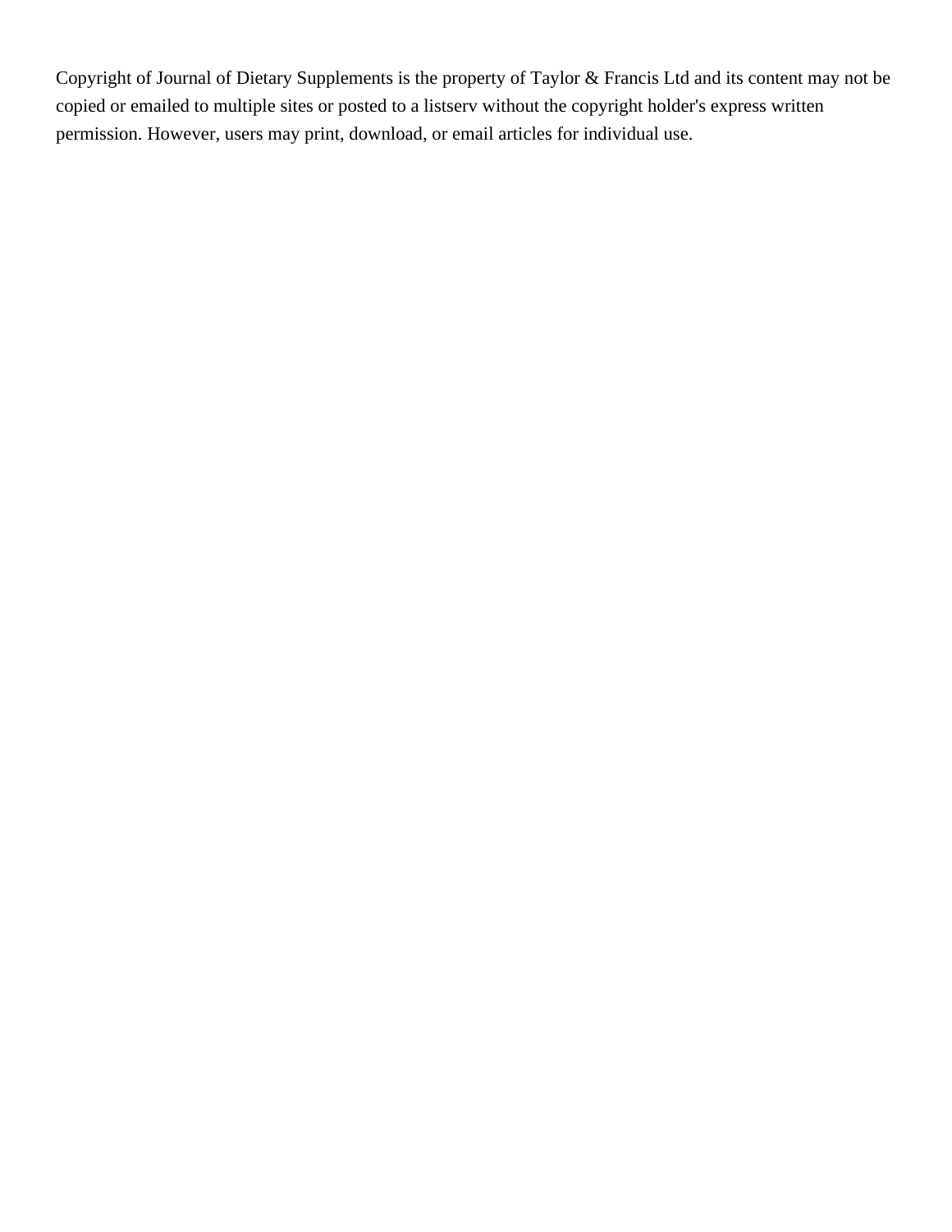Copyright of Journal of Dietary Supplements is the property of Taylor & Francis Ltd and its content may not be copied or emailed to multiple sites or posted to a listserv without the copyright holder's express written permission. However, users may print, download, or email articles for individual use.